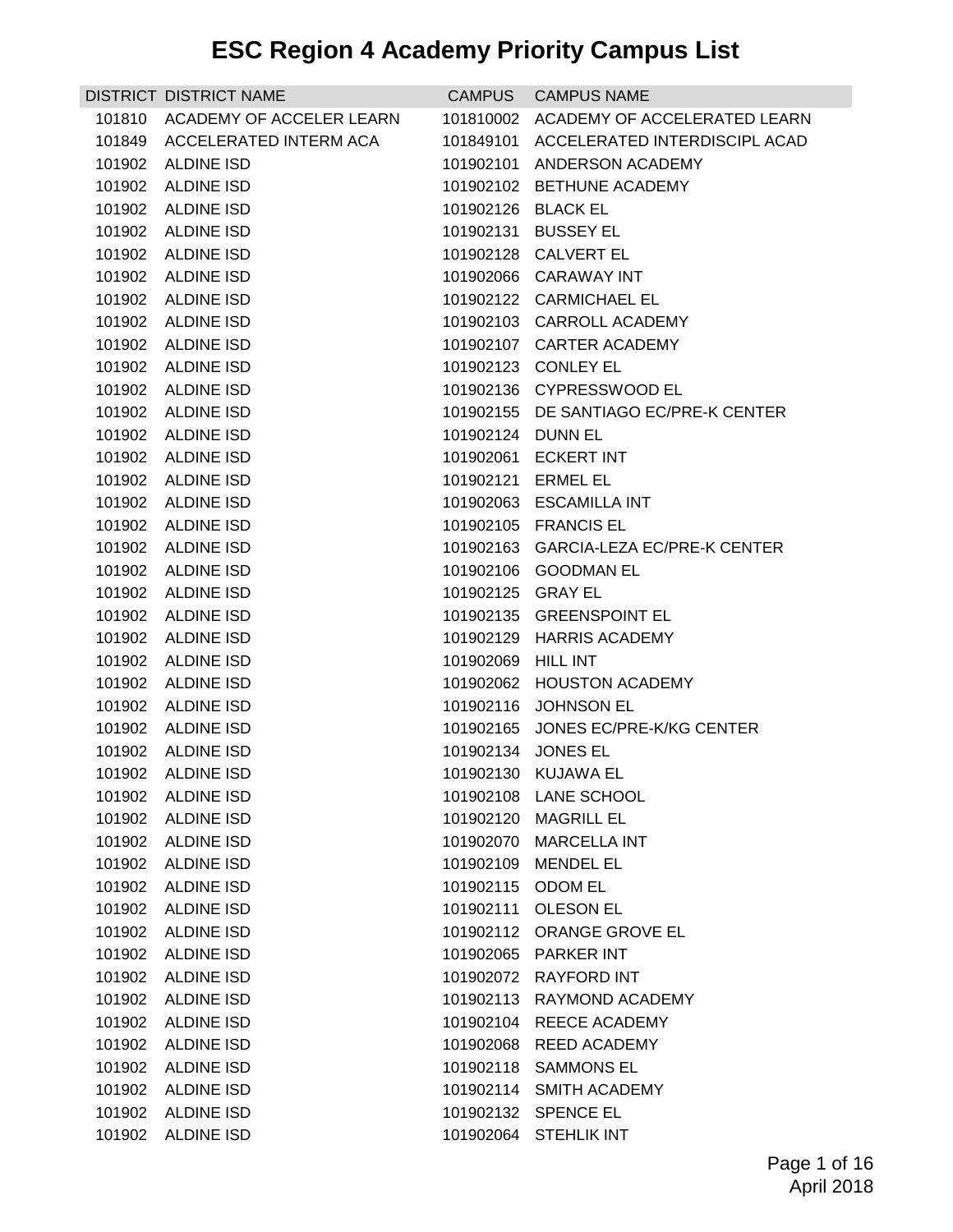# ESC Region 4 Academy Priority Campus List

| DISTRICT | DISTRICT NAME | CAMPUS | CAMPUS NAME |
|---|---|---|---|
| 101810 | ACADEMY OF ACCELER LEARN | 101810002 | ACADEMY OF ACCELERATED LEARN |
| 101849 | ACCELERATED INTERM ACA | 101849101 | ACCELERATED INTERDISCIPL ACAD |
| 101902 | ALDINE ISD | 101902101 | ANDERSON ACADEMY |
| 101902 | ALDINE ISD | 101902102 | BETHUNE ACADEMY |
| 101902 | ALDINE ISD | 101902126 | BLACK EL |
| 101902 | ALDINE ISD | 101902131 | BUSSEY EL |
| 101902 | ALDINE ISD | 101902128 | CALVERT EL |
| 101902 | ALDINE ISD | 101902066 | CARAWAY INT |
| 101902 | ALDINE ISD | 101902122 | CARMICHAEL EL |
| 101902 | ALDINE ISD | 101902103 | CARROLL ACADEMY |
| 101902 | ALDINE ISD | 101902107 | CARTER ACADEMY |
| 101902 | ALDINE ISD | 101902123 | CONLEY EL |
| 101902 | ALDINE ISD | 101902136 | CYPRESSWOOD EL |
| 101902 | ALDINE ISD | 101902155 | DE SANTIAGO EC/PRE-K CENTER |
| 101902 | ALDINE ISD | 101902124 | DUNN EL |
| 101902 | ALDINE ISD | 101902061 | ECKERT INT |
| 101902 | ALDINE ISD | 101902121 | ERMEL EL |
| 101902 | ALDINE ISD | 101902063 | ESCAMILLA INT |
| 101902 | ALDINE ISD | 101902105 | FRANCIS EL |
| 101902 | ALDINE ISD | 101902163 | GARCIA-LEZA EC/PRE-K CENTER |
| 101902 | ALDINE ISD | 101902106 | GOODMAN EL |
| 101902 | ALDINE ISD | 101902125 | GRAY EL |
| 101902 | ALDINE ISD | 101902135 | GREENSPOINT EL |
| 101902 | ALDINE ISD | 101902129 | HARRIS ACADEMY |
| 101902 | ALDINE ISD | 101902069 | HILL INT |
| 101902 | ALDINE ISD | 101902062 | HOUSTON ACADEMY |
| 101902 | ALDINE ISD | 101902116 | JOHNSON EL |
| 101902 | ALDINE ISD | 101902165 | JONES EC/PRE-K/KG CENTER |
| 101902 | ALDINE ISD | 101902134 | JONES EL |
| 101902 | ALDINE ISD | 101902130 | KUJAWA EL |
| 101902 | ALDINE ISD | 101902108 | LANE SCHOOL |
| 101902 | ALDINE ISD | 101902120 | MAGRILL EL |
| 101902 | ALDINE ISD | 101902070 | MARCELLA INT |
| 101902 | ALDINE ISD | 101902109 | MENDEL EL |
| 101902 | ALDINE ISD | 101902115 | ODOM EL |
| 101902 | ALDINE ISD | 101902111 | OLESON EL |
| 101902 | ALDINE ISD | 101902112 | ORANGE GROVE EL |
| 101902 | ALDINE ISD | 101902065 | PARKER INT |
| 101902 | ALDINE ISD | 101902072 | RAYFORD INT |
| 101902 | ALDINE ISD | 101902113 | RAYMOND ACADEMY |
| 101902 | ALDINE ISD | 101902104 | REECE ACADEMY |
| 101902 | ALDINE ISD | 101902068 | REED ACADEMY |
| 101902 | ALDINE ISD | 101902118 | SAMMONS EL |
| 101902 | ALDINE ISD | 101902114 | SMITH ACADEMY |
| 101902 | ALDINE ISD | 101902132 | SPENCE EL |
| 101902 | ALDINE ISD | 101902064 | STEHLIK INT |

April 2018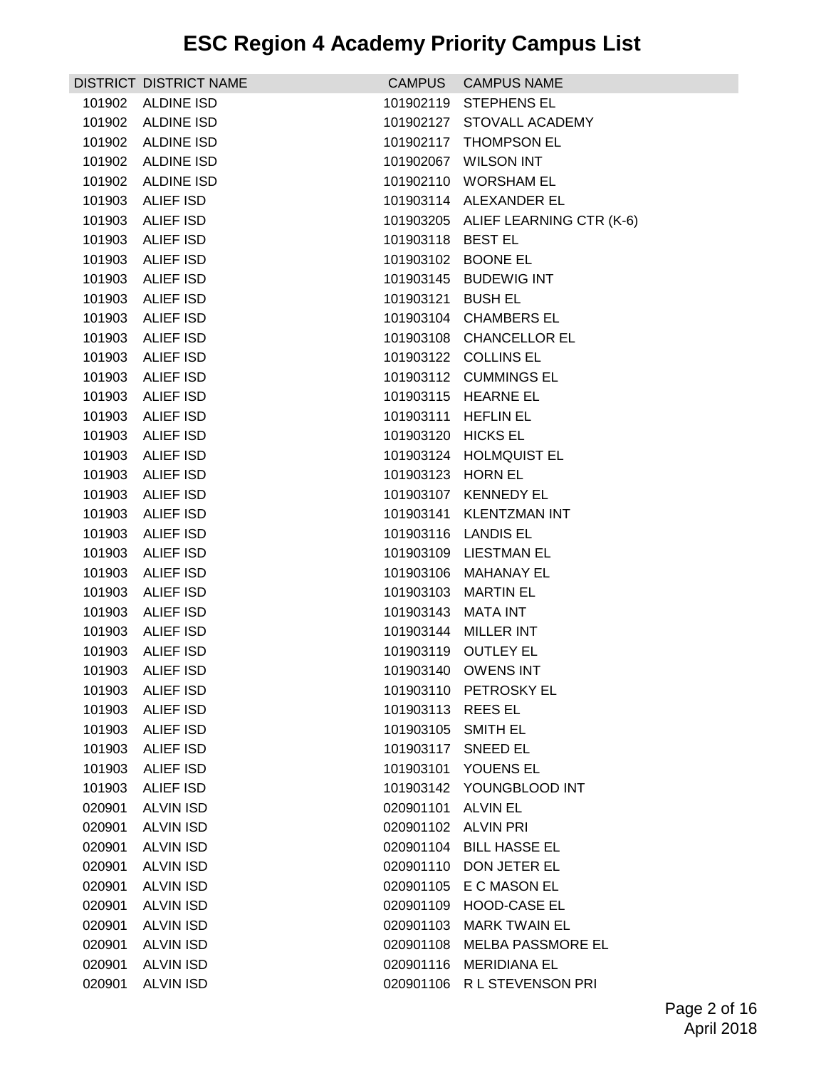# ESC Region 4 Academy Priority Campus List

| DISTRICT | DISTRICT NAME | CAMPUS | CAMPUS NAME |
|---|---|---|---|
| 101902 | ALDINE ISD | 101902119 | STEPHENS EL |
| 101902 | ALDINE ISD | 101902127 | STOVALL ACADEMY |
| 101902 | ALDINE ISD | 101902117 | THOMPSON EL |
| 101902 | ALDINE ISD | 101902067 | WILSON INT |
| 101902 | ALDINE ISD | 101902110 | WORSHAM EL |
| 101903 | ALIEF ISD | 101903114 | ALEXANDER EL |
| 101903 | ALIEF ISD | 101903205 | ALIEF LEARNING CTR (K-6) |
| 101903 | ALIEF ISD | 101903118 | BEST EL |
| 101903 | ALIEF ISD | 101903102 | BOONE EL |
| 101903 | ALIEF ISD | 101903145 | BUDEWIG INT |
| 101903 | ALIEF ISD | 101903121 | BUSH EL |
| 101903 | ALIEF ISD | 101903104 | CHAMBERS EL |
| 101903 | ALIEF ISD | 101903108 | CHANCELLOR EL |
| 101903 | ALIEF ISD | 101903122 | COLLINS EL |
| 101903 | ALIEF ISD | 101903112 | CUMMINGS EL |
| 101903 | ALIEF ISD | 101903115 | HEARNE EL |
| 101903 | ALIEF ISD | 101903111 | HEFLIN EL |
| 101903 | ALIEF ISD | 101903120 | HICKS EL |
| 101903 | ALIEF ISD | 101903124 | HOLMQUIST EL |
| 101903 | ALIEF ISD | 101903123 | HORN EL |
| 101903 | ALIEF ISD | 101903107 | KENNEDY EL |
| 101903 | ALIEF ISD | 101903141 | KLENTZMAN INT |
| 101903 | ALIEF ISD | 101903116 | LANDIS EL |
| 101903 | ALIEF ISD | 101903109 | LIESTMAN EL |
| 101903 | ALIEF ISD | 101903106 | MAHANAY EL |
| 101903 | ALIEF ISD | 101903103 | MARTIN EL |
| 101903 | ALIEF ISD | 101903143 | MATA INT |
| 101903 | ALIEF ISD | 101903144 | MILLER INT |
| 101903 | ALIEF ISD | 101903119 | OUTLEY EL |
| 101903 | ALIEF ISD | 101903140 | OWENS INT |
| 101903 | ALIEF ISD | 101903110 | PETROSKY EL |
| 101903 | ALIEF ISD | 101903113 | REES EL |
| 101903 | ALIEF ISD | 101903105 | SMITH EL |
| 101903 | ALIEF ISD | 101903117 | SNEED EL |
| 101903 | ALIEF ISD | 101903101 | YOUENS EL |
| 101903 | ALIEF ISD | 101903142 | YOUNGBLOOD INT |
| 020901 | ALVIN ISD | 020901101 | ALVIN EL |
| 020901 | ALVIN ISD | 020901102 | ALVIN PRI |
| 020901 | ALVIN ISD | 020901104 | BILL HASSE EL |
| 020901 | ALVIN ISD | 020901110 | DON JETER EL |
| 020901 | ALVIN ISD | 020901105 | E C MASON EL |
| 020901 | ALVIN ISD | 020901109 | HOOD-CASE EL |
| 020901 | ALVIN ISD | 020901103 | MARK TWAIN EL |
| 020901 | ALVIN ISD | 020901108 | MELBA PASSMORE EL |
| 020901 | ALVIN ISD | 020901116 | MERIDIANA EL |
| 020901 | ALVIN ISD | 020901106 | R L STEVENSON PRI |

April 2018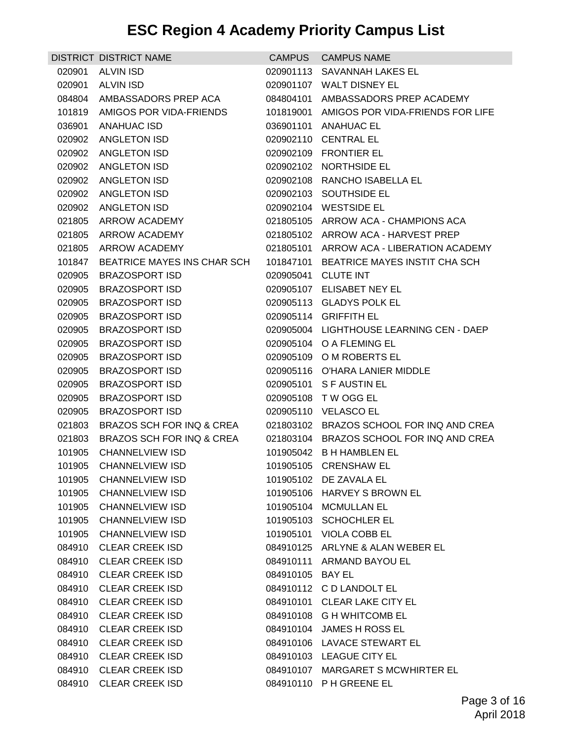# ESC Region 4 Academy Priority Campus List

| DISTRICT | DISTRICT NAME | CAMPUS | CAMPUS NAME |
|---|---|---|---|
| 020901 | ALVIN ISD | 020901113 | SAVANNAH LAKES EL |
| 020901 | ALVIN ISD | 020901107 | WALT DISNEY EL |
| 084804 | AMBASSADORS PREP ACA | 084804101 | AMBASSADORS PREP ACADEMY |
| 101819 | AMIGOS POR VIDA-FRIENDS | 101819001 | AMIGOS POR VIDA-FRIENDS FOR LIFE |
| 036901 | ANAHUAC ISD | 036901101 | ANAHUAC EL |
| 020902 | ANGLETON ISD | 020902110 | CENTRAL EL |
| 020902 | ANGLETON ISD | 020902109 | FRONTIER EL |
| 020902 | ANGLETON ISD | 020902102 | NORTHSIDE EL |
| 020902 | ANGLETON ISD | 020902108 | RANCHO ISABELLA EL |
| 020902 | ANGLETON ISD | 020902103 | SOUTHSIDE EL |
| 020902 | ANGLETON ISD | 020902104 | WESTSIDE EL |
| 021805 | ARROW ACADEMY | 021805105 | ARROW ACA - CHAMPIONS ACA |
| 021805 | ARROW ACADEMY | 021805102 | ARROW ACA - HARVEST PREP |
| 021805 | ARROW ACADEMY | 021805101 | ARROW ACA - LIBERATION ACADEMY |
| 101847 | BEATRICE MAYES INS CHAR SCH | 101847101 | BEATRICE MAYES INSTIT CHA SCH |
| 020905 | BRAZOSPORT ISD | 020905041 | CLUTE INT |
| 020905 | BRAZOSPORT ISD | 020905107 | ELISABET NEY EL |
| 020905 | BRAZOSPORT ISD | 020905113 | GLADYS POLK EL |
| 020905 | BRAZOSPORT ISD | 020905114 | GRIFFITH EL |
| 020905 | BRAZOSPORT ISD | 020905004 | LIGHTHOUSE LEARNING CEN - DAEP |
| 020905 | BRAZOSPORT ISD | 020905104 | O A FLEMING EL |
| 020905 | BRAZOSPORT ISD | 020905109 | O M ROBERTS EL |
| 020905 | BRAZOSPORT ISD | 020905116 | O'HARA LANIER MIDDLE |
| 020905 | BRAZOSPORT ISD | 020905101 | S F AUSTIN EL |
| 020905 | BRAZOSPORT ISD | 020905108 | T W OGG EL |
| 020905 | BRAZOSPORT ISD | 020905110 | VELASCO EL |
| 021803 | BRAZOS SCH FOR INQ & CREA | 021803102 | BRAZOS SCHOOL FOR INQ AND CREA |
| 021803 | BRAZOS SCH FOR INQ & CREA | 021803104 | BRAZOS SCHOOL FOR INQ AND CREA |
| 101905 | CHANNELVIEW ISD | 101905042 | B H HAMBLEN EL |
| 101905 | CHANNELVIEW ISD | 101905105 | CRENSHAW EL |
| 101905 | CHANNELVIEW ISD | 101905102 | DE ZAVALA EL |
| 101905 | CHANNELVIEW ISD | 101905106 | HARVEY S BROWN EL |
| 101905 | CHANNELVIEW ISD | 101905104 | MCMULLAN EL |
| 101905 | CHANNELVIEW ISD | 101905103 | SCHOCHLER EL |
| 101905 | CHANNELVIEW ISD | 101905101 | VIOLA COBB EL |
| 084910 | CLEAR CREEK ISD | 084910125 | ARLYNE & ALAN WEBER EL |
| 084910 | CLEAR CREEK ISD | 084910111 | ARMAND BAYOU EL |
| 084910 | CLEAR CREEK ISD | 084910105 | BAY EL |
| 084910 | CLEAR CREEK ISD | 084910112 | C D LANDOLT EL |
| 084910 | CLEAR CREEK ISD | 084910101 | CLEAR LAKE CITY EL |
| 084910 | CLEAR CREEK ISD | 084910108 | G H WHITCOMB EL |
| 084910 | CLEAR CREEK ISD | 084910104 | JAMES H ROSS EL |
| 084910 | CLEAR CREEK ISD | 084910106 | LAVACE STEWART EL |
| 084910 | CLEAR CREEK ISD | 084910103 | LEAGUE CITY EL |
| 084910 | CLEAR CREEK ISD | 084910107 | MARGARET S MCWHIRTER EL |
| 084910 | CLEAR CREEK ISD | 084910110 | P H GREENE EL |

April 2018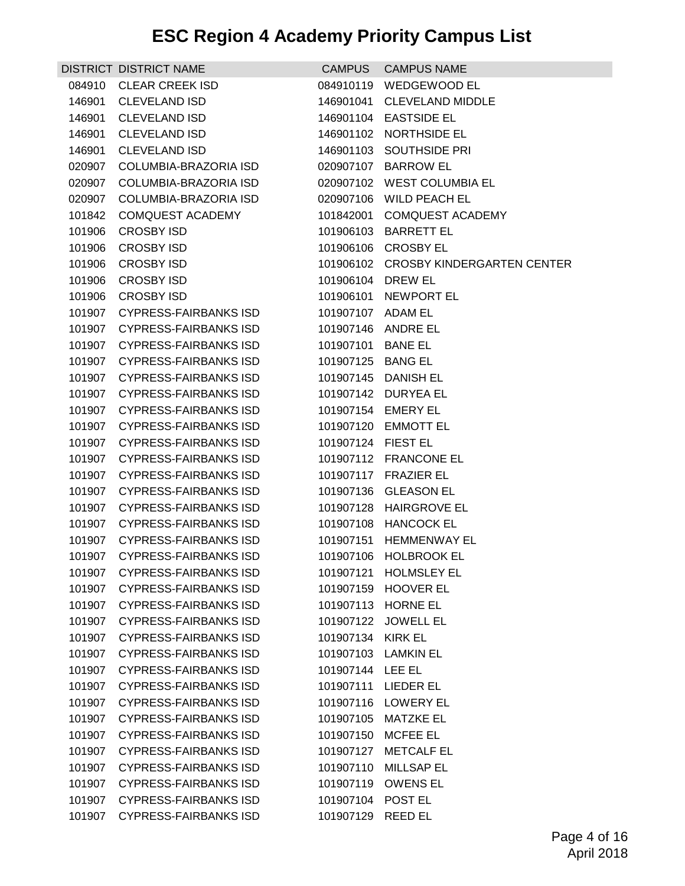# ESC Region 4 Academy Priority Campus List

| DISTRICT | DISTRICT NAME | CAMPUS | CAMPUS NAME |
|---|---|---|---|
| 084910 | CLEAR CREEK ISD | 084910119 | WEDGEWOOD EL |
| 146901 | CLEVELAND ISD | 146901041 | CLEVELAND MIDDLE |
| 146901 | CLEVELAND ISD | 146901104 | EASTSIDE EL |
| 146901 | CLEVELAND ISD | 146901102 | NORTHSIDE EL |
| 146901 | CLEVELAND ISD | 146901103 | SOUTHSIDE PRI |
| 020907 | COLUMBIA-BRAZORIA ISD | 020907107 | BARROW EL |
| 020907 | COLUMBIA-BRAZORIA ISD | 020907102 | WEST COLUMBIA EL |
| 020907 | COLUMBIA-BRAZORIA ISD | 020907106 | WILD PEACH EL |
| 101842 | COMQUEST ACADEMY | 101842001 | COMQUEST ACADEMY |
| 101906 | CROSBY ISD | 101906103 | BARRETT EL |
| 101906 | CROSBY ISD | 101906106 | CROSBY EL |
| 101906 | CROSBY ISD | 101906102 | CROSBY KINDERGARTEN CENTER |
| 101906 | CROSBY ISD | 101906104 | DREW EL |
| 101906 | CROSBY ISD | 101906101 | NEWPORT EL |
| 101907 | CYPRESS-FAIRBANKS ISD | 101907107 | ADAM EL |
| 101907 | CYPRESS-FAIRBANKS ISD | 101907146 | ANDRE EL |
| 101907 | CYPRESS-FAIRBANKS ISD | 101907101 | BANE EL |
| 101907 | CYPRESS-FAIRBANKS ISD | 101907125 | BANG EL |
| 101907 | CYPRESS-FAIRBANKS ISD | 101907145 | DANISH EL |
| 101907 | CYPRESS-FAIRBANKS ISD | 101907142 | DURYEA EL |
| 101907 | CYPRESS-FAIRBANKS ISD | 101907154 | EMERY EL |
| 101907 | CYPRESS-FAIRBANKS ISD | 101907120 | EMMOTT EL |
| 101907 | CYPRESS-FAIRBANKS ISD | 101907124 | FIEST EL |
| 101907 | CYPRESS-FAIRBANKS ISD | 101907112 | FRANCONE EL |
| 101907 | CYPRESS-FAIRBANKS ISD | 101907117 | FRAZIER EL |
| 101907 | CYPRESS-FAIRBANKS ISD | 101907136 | GLEASON EL |
| 101907 | CYPRESS-FAIRBANKS ISD | 101907128 | HAIRGROVE EL |
| 101907 | CYPRESS-FAIRBANKS ISD | 101907108 | HANCOCK EL |
| 101907 | CYPRESS-FAIRBANKS ISD | 101907151 | HEMMENWAY EL |
| 101907 | CYPRESS-FAIRBANKS ISD | 101907106 | HOLBROOK EL |
| 101907 | CYPRESS-FAIRBANKS ISD | 101907121 | HOLMSLEY EL |
| 101907 | CYPRESS-FAIRBANKS ISD | 101907159 | HOOVER EL |
| 101907 | CYPRESS-FAIRBANKS ISD | 101907113 | HORNE EL |
| 101907 | CYPRESS-FAIRBANKS ISD | 101907122 | JOWELL EL |
| 101907 | CYPRESS-FAIRBANKS ISD | 101907134 | KIRK EL |
| 101907 | CYPRESS-FAIRBANKS ISD | 101907103 | LAMKIN EL |
| 101907 | CYPRESS-FAIRBANKS ISD | 101907144 | LEE EL |
| 101907 | CYPRESS-FAIRBANKS ISD | 101907111 | LIEDER EL |
| 101907 | CYPRESS-FAIRBANKS ISD | 101907116 | LOWERY EL |
| 101907 | CYPRESS-FAIRBANKS ISD | 101907105 | MATZKE EL |
| 101907 | CYPRESS-FAIRBANKS ISD | 101907150 | MCFEE EL |
| 101907 | CYPRESS-FAIRBANKS ISD | 101907127 | METCALF EL |
| 101907 | CYPRESS-FAIRBANKS ISD | 101907110 | MILLSAP EL |
| 101907 | CYPRESS-FAIRBANKS ISD | 101907119 | OWENS EL |
| 101907 | CYPRESS-FAIRBANKS ISD | 101907104 | POST EL |
| 101907 | CYPRESS-FAIRBANKS ISD | 101907129 | REED EL |

April 2018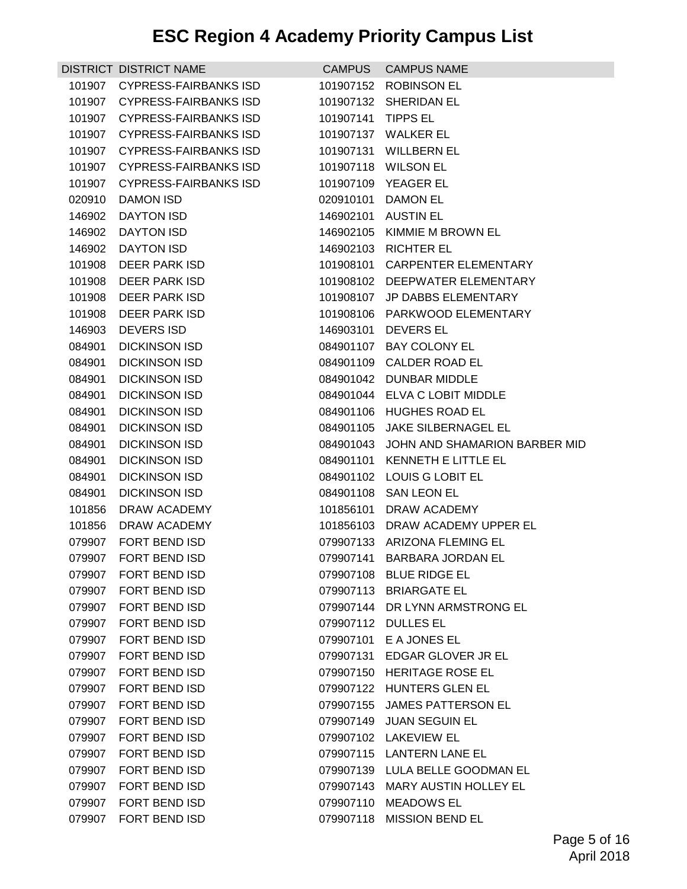# ESC Region 4 Academy Priority Campus List

| DISTRICT | DISTRICT NAME | CAMPUS | CAMPUS NAME |
|---|---|---|---|
| 101907 | CYPRESS-FAIRBANKS ISD | 101907152 | ROBINSON EL |
| 101907 | CYPRESS-FAIRBANKS ISD | 101907132 | SHERIDAN EL |
| 101907 | CYPRESS-FAIRBANKS ISD | 101907141 | TIPPS EL |
| 101907 | CYPRESS-FAIRBANKS ISD | 101907137 | WALKER EL |
| 101907 | CYPRESS-FAIRBANKS ISD | 101907131 | WILLBERN EL |
| 101907 | CYPRESS-FAIRBANKS ISD | 101907118 | WILSON EL |
| 101907 | CYPRESS-FAIRBANKS ISD | 101907109 | YEAGER EL |
| 020910 | DAMON ISD | 020910101 | DAMON EL |
| 146902 | DAYTON ISD | 146902101 | AUSTIN EL |
| 146902 | DAYTON ISD | 146902105 | KIMMIE M BROWN EL |
| 146902 | DAYTON ISD | 146902103 | RICHTER EL |
| 101908 | DEER PARK ISD | 101908101 | CARPENTER ELEMENTARY |
| 101908 | DEER PARK ISD | 101908102 | DEEPWATER ELEMENTARY |
| 101908 | DEER PARK ISD | 101908107 | JP DABBS ELEMENTARY |
| 101908 | DEER PARK ISD | 101908106 | PARKWOOD ELEMENTARY |
| 146903 | DEVERS ISD | 146903101 | DEVERS EL |
| 084901 | DICKINSON ISD | 084901107 | BAY COLONY EL |
| 084901 | DICKINSON ISD | 084901109 | CALDER ROAD EL |
| 084901 | DICKINSON ISD | 084901042 | DUNBAR MIDDLE |
| 084901 | DICKINSON ISD | 084901044 | ELVA C LOBIT MIDDLE |
| 084901 | DICKINSON ISD | 084901106 | HUGHES ROAD EL |
| 084901 | DICKINSON ISD | 084901105 | JAKE SILBERNAGEL EL |
| 084901 | DICKINSON ISD | 084901043 | JOHN AND SHAMARION BARBER MID |
| 084901 | DICKINSON ISD | 084901101 | KENNETH E LITTLE EL |
| 084901 | DICKINSON ISD | 084901102 | LOUIS G LOBIT EL |
| 084901 | DICKINSON ISD | 084901108 | SAN LEON EL |
| 101856 | DRAW ACADEMY | 101856101 | DRAW ACADEMY |
| 101856 | DRAW ACADEMY | 101856103 | DRAW ACADEMY UPPER EL |
| 079907 | FORT BEND ISD | 079907133 | ARIZONA FLEMING EL |
| 079907 | FORT BEND ISD | 079907141 | BARBARA JORDAN EL |
| 079907 | FORT BEND ISD | 079907108 | BLUE RIDGE EL |
| 079907 | FORT BEND ISD | 079907113 | BRIARGATE EL |
| 079907 | FORT BEND ISD | 079907144 | DR LYNN ARMSTRONG EL |
| 079907 | FORT BEND ISD | 079907112 | DULLES EL |
| 079907 | FORT BEND ISD | 079907101 | E A JONES EL |
| 079907 | FORT BEND ISD | 079907131 | EDGAR GLOVER JR EL |
| 079907 | FORT BEND ISD | 079907150 | HERITAGE ROSE EL |
| 079907 | FORT BEND ISD | 079907122 | HUNTERS GLEN EL |
| 079907 | FORT BEND ISD | 079907155 | JAMES PATTERSON EL |
| 079907 | FORT BEND ISD | 079907149 | JUAN SEGUIN EL |
| 079907 | FORT BEND ISD | 079907102 | LAKEVIEW EL |
| 079907 | FORT BEND ISD | 079907115 | LANTERN LANE EL |
| 079907 | FORT BEND ISD | 079907139 | LULA BELLE GOODMAN EL |
| 079907 | FORT BEND ISD | 079907143 | MARY AUSTIN HOLLEY EL |
| 079907 | FORT BEND ISD | 079907110 | MEADOWS EL |
| 079907 | FORT BEND ISD | 079907118 | MISSION BEND EL |

April 2018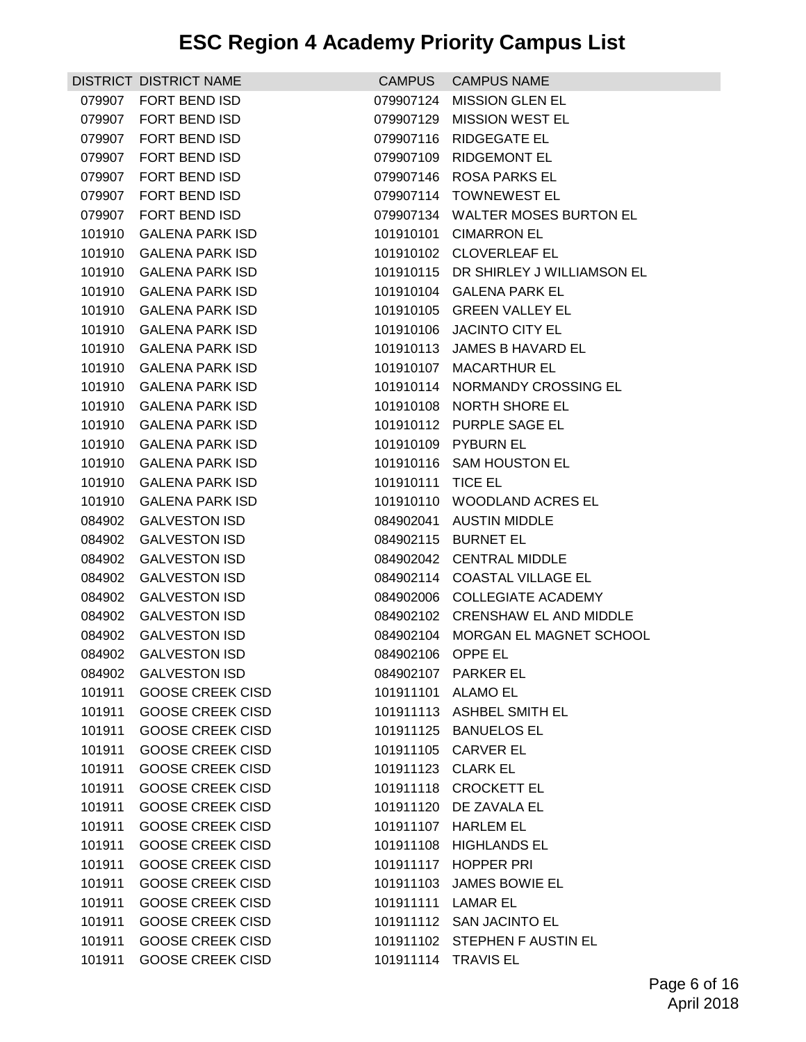# ESC Region 4 Academy Priority Campus List

| DISTRICT | DISTRICT NAME | CAMPUS | CAMPUS NAME |
|---|---|---|---|
| 079907 | FORT BEND ISD | 079907124 | MISSION GLEN EL |
| 079907 | FORT BEND ISD | 079907129 | MISSION WEST EL |
| 079907 | FORT BEND ISD | 079907116 | RIDGEGATE EL |
| 079907 | FORT BEND ISD | 079907109 | RIDGEMONT EL |
| 079907 | FORT BEND ISD | 079907146 | ROSA PARKS EL |
| 079907 | FORT BEND ISD | 079907114 | TOWNEWEST EL |
| 079907 | FORT BEND ISD | 079907134 | WALTER MOSES BURTON EL |
| 101910 | GALENA PARK ISD | 101910101 | CIMARRON EL |
| 101910 | GALENA PARK ISD | 101910102 | CLOVERLEAF EL |
| 101910 | GALENA PARK ISD | 101910115 | DR SHIRLEY J WILLIAMSON EL |
| 101910 | GALENA PARK ISD | 101910104 | GALENA PARK EL |
| 101910 | GALENA PARK ISD | 101910105 | GREEN VALLEY EL |
| 101910 | GALENA PARK ISD | 101910106 | JACINTO CITY EL |
| 101910 | GALENA PARK ISD | 101910113 | JAMES B HAVARD EL |
| 101910 | GALENA PARK ISD | 101910107 | MACARTHUR EL |
| 101910 | GALENA PARK ISD | 101910114 | NORMANDY CROSSING EL |
| 101910 | GALENA PARK ISD | 101910108 | NORTH SHORE EL |
| 101910 | GALENA PARK ISD | 101910112 | PURPLE SAGE EL |
| 101910 | GALENA PARK ISD | 101910109 | PYBURN EL |
| 101910 | GALENA PARK ISD | 101910116 | SAM HOUSTON EL |
| 101910 | GALENA PARK ISD | 101910111 | TICE EL |
| 101910 | GALENA PARK ISD | 101910110 | WOODLAND ACRES EL |
| 084902 | GALVESTON ISD | 084902041 | AUSTIN MIDDLE |
| 084902 | GALVESTON ISD | 084902115 | BURNET EL |
| 084902 | GALVESTON ISD | 084902042 | CENTRAL MIDDLE |
| 084902 | GALVESTON ISD | 084902114 | COASTAL VILLAGE EL |
| 084902 | GALVESTON ISD | 084902006 | COLLEGIATE ACADEMY |
| 084902 | GALVESTON ISD | 084902102 | CRENSHAW EL AND MIDDLE |
| 084902 | GALVESTON ISD | 084902104 | MORGAN EL MAGNET SCHOOL |
| 084902 | GALVESTON ISD | 084902106 | OPPE EL |
| 084902 | GALVESTON ISD | 084902107 | PARKER EL |
| 101911 | GOOSE CREEK CISD | 101911101 | ALAMO EL |
| 101911 | GOOSE CREEK CISD | 101911113 | ASHBEL SMITH EL |
| 101911 | GOOSE CREEK CISD | 101911125 | BANUELOS EL |
| 101911 | GOOSE CREEK CISD | 101911105 | CARVER EL |
| 101911 | GOOSE CREEK CISD | 101911123 | CLARK EL |
| 101911 | GOOSE CREEK CISD | 101911118 | CROCKETT EL |
| 101911 | GOOSE CREEK CISD | 101911120 | DE ZAVALA EL |
| 101911 | GOOSE CREEK CISD | 101911107 | HARLEM EL |
| 101911 | GOOSE CREEK CISD | 101911108 | HIGHLANDS EL |
| 101911 | GOOSE CREEK CISD | 101911117 | HOPPER PRI |
| 101911 | GOOSE CREEK CISD | 101911103 | JAMES BOWIE EL |
| 101911 | GOOSE CREEK CISD | 101911111 | LAMAR EL |
| 101911 | GOOSE CREEK CISD | 101911112 | SAN JACINTO EL |
| 101911 | GOOSE CREEK CISD | 101911102 | STEPHEN F AUSTIN EL |
| 101911 | GOOSE CREEK CISD | 101911114 | TRAVIS EL |

April 2018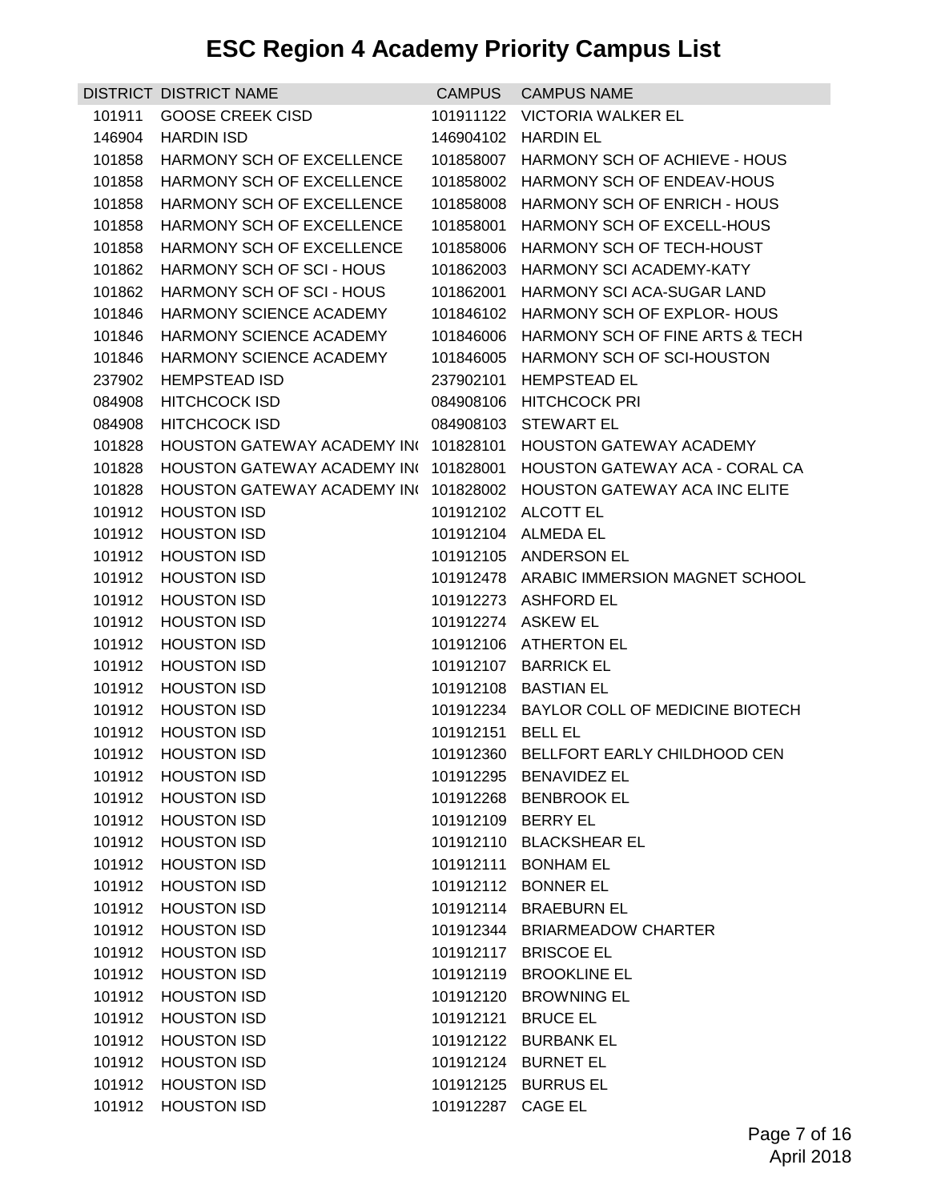# ESC Region 4 Academy Priority Campus List

| DISTRICT | DISTRICT NAME | CAMPUS | CAMPUS NAME |
|---|---|---|---|
| 101911 | GOOSE CREEK CISD | 101911122 | VICTORIA WALKER EL |
| 146904 | HARDIN ISD | 146904102 | HARDIN EL |
| 101858 | HARMONY SCH OF EXCELLENCE | 101858007 | HARMONY SCH OF ACHIEVE - HOUS |
| 101858 | HARMONY SCH OF EXCELLENCE | 101858002 | HARMONY SCH OF ENDEAV-HOUS |
| 101858 | HARMONY SCH OF EXCELLENCE | 101858008 | HARMONY SCH OF ENRICH - HOUS |
| 101858 | HARMONY SCH OF EXCELLENCE | 101858001 | HARMONY SCH OF EXCELL-HOUS |
| 101858 | HARMONY SCH OF EXCELLENCE | 101858006 | HARMONY SCH OF TECH-HOUST |
| 101862 | HARMONY SCH OF SCI - HOUS | 101862003 | HARMONY SCI ACADEMY-KATY |
| 101862 | HARMONY SCH OF SCI - HOUS | 101862001 | HARMONY SCI ACA-SUGAR LAND |
| 101846 | HARMONY SCIENCE ACADEMY | 101846102 | HARMONY SCH OF EXPLOR- HOUS |
| 101846 | HARMONY SCIENCE ACADEMY | 101846006 | HARMONY SCH OF FINE ARTS & TECH |
| 101846 | HARMONY SCIENCE ACADEMY | 101846005 | HARMONY SCH OF SCI-HOUSTON |
| 237902 | HEMPSTEAD ISD | 237902101 | HEMPSTEAD EL |
| 084908 | HITCHCOCK ISD | 084908106 | HITCHCOCK PRI |
| 084908 | HITCHCOCK ISD | 084908103 | STEWART EL |
| 101828 | HOUSTON GATEWAY ACADEMY IN( | 101828101 | HOUSTON GATEWAY ACADEMY |
| 101828 | HOUSTON GATEWAY ACADEMY IN( | 101828001 | HOUSTON GATEWAY ACA - CORAL CA |
| 101828 | HOUSTON GATEWAY ACADEMY IN( | 101828002 | HOUSTON GATEWAY ACA INC ELITE |
| 101912 | HOUSTON ISD | 101912102 | ALCOTT EL |
| 101912 | HOUSTON ISD | 101912104 | ALMEDA EL |
| 101912 | HOUSTON ISD | 101912105 | ANDERSON EL |
| 101912 | HOUSTON ISD | 101912478 | ARABIC IMMERSION MAGNET SCHOOL |
| 101912 | HOUSTON ISD | 101912273 | ASHFORD EL |
| 101912 | HOUSTON ISD | 101912274 | ASKEW EL |
| 101912 | HOUSTON ISD | 101912106 | ATHERTON EL |
| 101912 | HOUSTON ISD | 101912107 | BARRICK EL |
| 101912 | HOUSTON ISD | 101912108 | BASTIAN EL |
| 101912 | HOUSTON ISD | 101912234 | BAYLOR COLL OF MEDICINE BIOTECH |
| 101912 | HOUSTON ISD | 101912151 | BELL EL |
| 101912 | HOUSTON ISD | 101912360 | BELLFORT EARLY CHILDHOOD CEN |
| 101912 | HOUSTON ISD | 101912295 | BENAVIDEZ EL |
| 101912 | HOUSTON ISD | 101912268 | BENBROOK EL |
| 101912 | HOUSTON ISD | 101912109 | BERRY EL |
| 101912 | HOUSTON ISD | 101912110 | BLACKSHEAR EL |
| 101912 | HOUSTON ISD | 101912111 | BONHAM EL |
| 101912 | HOUSTON ISD | 101912112 | BONNER EL |
| 101912 | HOUSTON ISD | 101912114 | BRAEBURN EL |
| 101912 | HOUSTON ISD | 101912344 | BRIARMEADOW CHARTER |
| 101912 | HOUSTON ISD | 101912117 | BRISCOE EL |
| 101912 | HOUSTON ISD | 101912119 | BROOKLINE EL |
| 101912 | HOUSTON ISD | 101912120 | BROWNING EL |
| 101912 | HOUSTON ISD | 101912121 | BRUCE EL |
| 101912 | HOUSTON ISD | 101912122 | BURBANK EL |
| 101912 | HOUSTON ISD | 101912124 | BURNET EL |
| 101912 | HOUSTON ISD | 101912125 | BURRUS EL |
| 101912 | HOUSTON ISD | 101912287 | CAGE EL |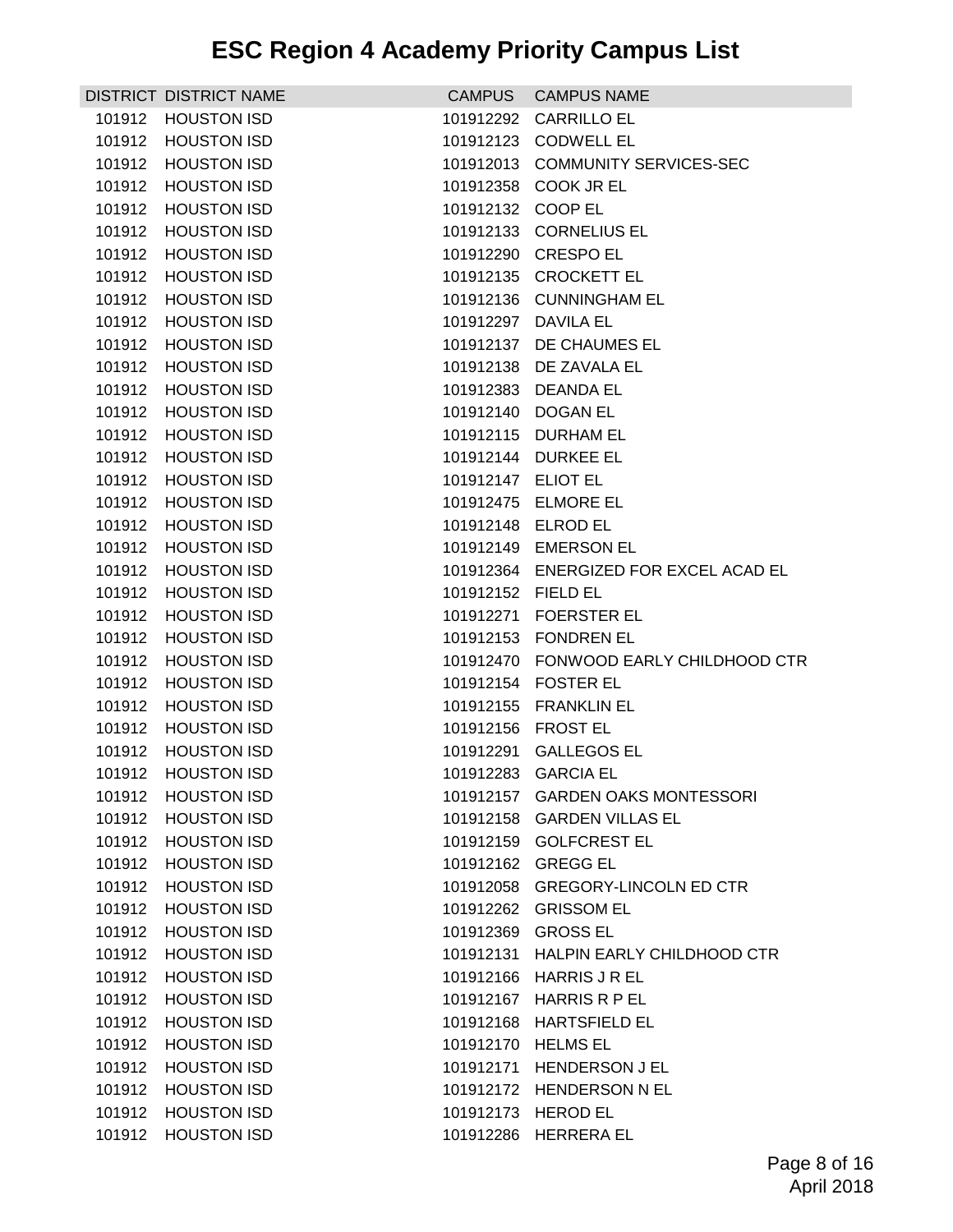# ESC Region 4 Academy Priority Campus List

| DISTRICT | DISTRICT NAME | CAMPUS | CAMPUS NAME |
| --- | --- | --- | --- |
| 101912 | HOUSTON ISD | 101912292 | CARRILLO EL |
| 101912 | HOUSTON ISD | 101912123 | CODWELL EL |
| 101912 | HOUSTON ISD | 101912013 | COMMUNITY SERVICES-SEC |
| 101912 | HOUSTON ISD | 101912358 | COOK JR EL |
| 101912 | HOUSTON ISD | 101912132 | COOP EL |
| 101912 | HOUSTON ISD | 101912133 | CORNELIUS EL |
| 101912 | HOUSTON ISD | 101912290 | CRESPO EL |
| 101912 | HOUSTON ISD | 101912135 | CROCKETT EL |
| 101912 | HOUSTON ISD | 101912136 | CUNNINGHAM EL |
| 101912 | HOUSTON ISD | 101912297 | DAVILA EL |
| 101912 | HOUSTON ISD | 101912137 | DE CHAUMES EL |
| 101912 | HOUSTON ISD | 101912138 | DE ZAVALA EL |
| 101912 | HOUSTON ISD | 101912383 | DEANDA EL |
| 101912 | HOUSTON ISD | 101912140 | DOGAN EL |
| 101912 | HOUSTON ISD | 101912115 | DURHAM EL |
| 101912 | HOUSTON ISD | 101912144 | DURKEE EL |
| 101912 | HOUSTON ISD | 101912147 | ELIOT EL |
| 101912 | HOUSTON ISD | 101912475 | ELMORE EL |
| 101912 | HOUSTON ISD | 101912148 | ELROD EL |
| 101912 | HOUSTON ISD | 101912149 | EMERSON EL |
| 101912 | HOUSTON ISD | 101912364 | ENERGIZED FOR EXCEL ACAD EL |
| 101912 | HOUSTON ISD | 101912152 | FIELD EL |
| 101912 | HOUSTON ISD | 101912271 | FOERSTER EL |
| 101912 | HOUSTON ISD | 101912153 | FONDREN EL |
| 101912 | HOUSTON ISD | 101912470 | FONWOOD EARLY CHILDHOOD CTR |
| 101912 | HOUSTON ISD | 101912154 | FOSTER EL |
| 101912 | HOUSTON ISD | 101912155 | FRANKLIN EL |
| 101912 | HOUSTON ISD | 101912156 | FROST EL |
| 101912 | HOUSTON ISD | 101912291 | GALLEGOS EL |
| 101912 | HOUSTON ISD | 101912283 | GARCIA EL |
| 101912 | HOUSTON ISD | 101912157 | GARDEN OAKS MONTESSORI |
| 101912 | HOUSTON ISD | 101912158 | GARDEN VILLAS EL |
| 101912 | HOUSTON ISD | 101912159 | GOLFCREST EL |
| 101912 | HOUSTON ISD | 101912162 | GREGG EL |
| 101912 | HOUSTON ISD | 101912058 | GREGORY-LINCOLN ED CTR |
| 101912 | HOUSTON ISD | 101912262 | GRISSOM EL |
| 101912 | HOUSTON ISD | 101912369 | GROSS EL |
| 101912 | HOUSTON ISD | 101912131 | HALPIN EARLY CHILDHOOD CTR |
| 101912 | HOUSTON ISD | 101912166 | HARRIS J R EL |
| 101912 | HOUSTON ISD | 101912167 | HARRIS R P EL |
| 101912 | HOUSTON ISD | 101912168 | HARTSFIELD EL |
| 101912 | HOUSTON ISD | 101912170 | HELMS EL |
| 101912 | HOUSTON ISD | 101912171 | HENDERSON J EL |
| 101912 | HOUSTON ISD | 101912172 | HENDERSON N EL |
| 101912 | HOUSTON ISD | 101912173 | HEROD EL |
| 101912 | HOUSTON ISD | 101912286 | HERRERA EL |

April 2018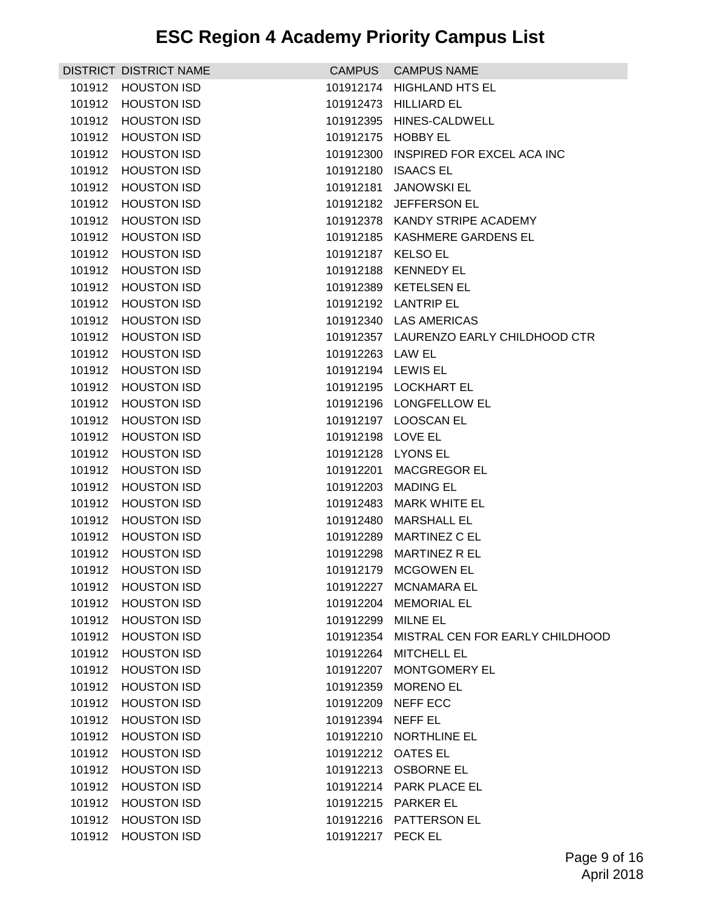# ESC Region 4 Academy Priority Campus List

| DISTRICT | DISTRICT NAME | CAMPUS | CAMPUS NAME |
|---|---|---|---|
| 101912 | HOUSTON ISD | 101912174 | HIGHLAND HTS EL |
| 101912 | HOUSTON ISD | 101912473 | HILLIARD EL |
| 101912 | HOUSTON ISD | 101912395 | HINES-CALDWELL |
| 101912 | HOUSTON ISD | 101912175 | HOBBY EL |
| 101912 | HOUSTON ISD | 101912300 | INSPIRED FOR EXCEL ACA INC |
| 101912 | HOUSTON ISD | 101912180 | ISAACS EL |
| 101912 | HOUSTON ISD | 101912181 | JANOWSKI EL |
| 101912 | HOUSTON ISD | 101912182 | JEFFERSON EL |
| 101912 | HOUSTON ISD | 101912378 | KANDY STRIPE ACADEMY |
| 101912 | HOUSTON ISD | 101912185 | KASHMERE GARDENS EL |
| 101912 | HOUSTON ISD | 101912187 | KELSO EL |
| 101912 | HOUSTON ISD | 101912188 | KENNEDY EL |
| 101912 | HOUSTON ISD | 101912389 | KETELSEN EL |
| 101912 | HOUSTON ISD | 101912192 | LANTRIP EL |
| 101912 | HOUSTON ISD | 101912340 | LAS AMERICAS |
| 101912 | HOUSTON ISD | 101912357 | LAURENZO EARLY CHILDHOOD CTR |
| 101912 | HOUSTON ISD | 101912263 | LAW EL |
| 101912 | HOUSTON ISD | 101912194 | LEWIS EL |
| 101912 | HOUSTON ISD | 101912195 | LOCKHART EL |
| 101912 | HOUSTON ISD | 101912196 | LONGFELLOW EL |
| 101912 | HOUSTON ISD | 101912197 | LOOSCAN EL |
| 101912 | HOUSTON ISD | 101912198 | LOVE EL |
| 101912 | HOUSTON ISD | 101912128 | LYONS EL |
| 101912 | HOUSTON ISD | 101912201 | MACGREGOR EL |
| 101912 | HOUSTON ISD | 101912203 | MADING EL |
| 101912 | HOUSTON ISD | 101912483 | MARK WHITE EL |
| 101912 | HOUSTON ISD | 101912480 | MARSHALL EL |
| 101912 | HOUSTON ISD | 101912289 | MARTINEZ C EL |
| 101912 | HOUSTON ISD | 101912298 | MARTINEZ R EL |
| 101912 | HOUSTON ISD | 101912179 | MCGOWEN EL |
| 101912 | HOUSTON ISD | 101912227 | MCNAMARA EL |
| 101912 | HOUSTON ISD | 101912204 | MEMORIAL EL |
| 101912 | HOUSTON ISD | 101912299 | MILNE EL |
| 101912 | HOUSTON ISD | 101912354 | MISTRAL CEN FOR EARLY CHILDHOOD |
| 101912 | HOUSTON ISD | 101912264 | MITCHELL EL |
| 101912 | HOUSTON ISD | 101912207 | MONTGOMERY EL |
| 101912 | HOUSTON ISD | 101912359 | MORENO EL |
| 101912 | HOUSTON ISD | 101912209 | NEFF ECC |
| 101912 | HOUSTON ISD | 101912394 | NEFF EL |
| 101912 | HOUSTON ISD | 101912210 | NORTHLINE EL |
| 101912 | HOUSTON ISD | 101912212 | OATES EL |
| 101912 | HOUSTON ISD | 101912213 | OSBORNE EL |
| 101912 | HOUSTON ISD | 101912214 | PARK PLACE EL |
| 101912 | HOUSTON ISD | 101912215 | PARKER EL |
| 101912 | HOUSTON ISD | 101912216 | PATTERSON EL |
| 101912 | HOUSTON ISD | 101912217 | PECK EL |

April 2018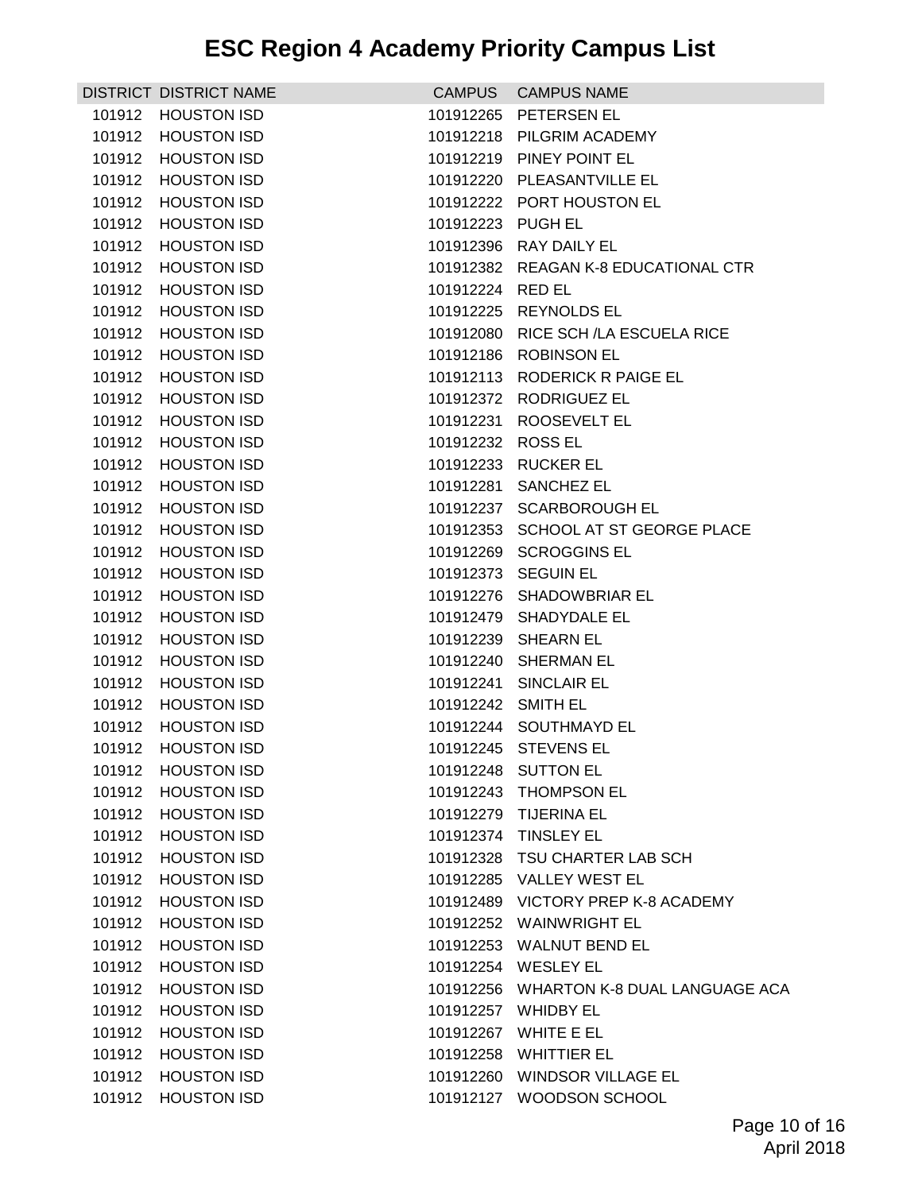# ESC Region 4 Academy Priority Campus List

| DISTRICT | DISTRICT NAME | CAMPUS | CAMPUS NAME |
|---|---|---|---|
| 101912 | HOUSTON ISD | 101912265 | PETERSEN EL |
| 101912 | HOUSTON ISD | 101912218 | PILGRIM ACADEMY |
| 101912 | HOUSTON ISD | 101912219 | PINEY POINT EL |
| 101912 | HOUSTON ISD | 101912220 | PLEASANTVILLE EL |
| 101912 | HOUSTON ISD | 101912222 | PORT HOUSTON EL |
| 101912 | HOUSTON ISD | 101912223 | PUGH EL |
| 101912 | HOUSTON ISD | 101912396 | RAY DAILY EL |
| 101912 | HOUSTON ISD | 101912382 | REAGAN K-8 EDUCATIONAL CTR |
| 101912 | HOUSTON ISD | 101912224 | RED EL |
| 101912 | HOUSTON ISD | 101912225 | REYNOLDS EL |
| 101912 | HOUSTON ISD | 101912080 | RICE SCH /LA ESCUELA RICE |
| 101912 | HOUSTON ISD | 101912186 | ROBINSON EL |
| 101912 | HOUSTON ISD | 101912113 | RODERICK R PAIGE EL |
| 101912 | HOUSTON ISD | 101912372 | RODRIGUEZ EL |
| 101912 | HOUSTON ISD | 101912231 | ROOSEVELT EL |
| 101912 | HOUSTON ISD | 101912232 | ROSS EL |
| 101912 | HOUSTON ISD | 101912233 | RUCKER EL |
| 101912 | HOUSTON ISD | 101912281 | SANCHEZ EL |
| 101912 | HOUSTON ISD | 101912237 | SCARBOROUGH EL |
| 101912 | HOUSTON ISD | 101912353 | SCHOOL AT ST GEORGE PLACE |
| 101912 | HOUSTON ISD | 101912269 | SCROGGINS EL |
| 101912 | HOUSTON ISD | 101912373 | SEGUIN EL |
| 101912 | HOUSTON ISD | 101912276 | SHADOWBRIAR EL |
| 101912 | HOUSTON ISD | 101912479 | SHADYDALE EL |
| 101912 | HOUSTON ISD | 101912239 | SHEARN EL |
| 101912 | HOUSTON ISD | 101912240 | SHERMAN EL |
| 101912 | HOUSTON ISD | 101912241 | SINCLAIR EL |
| 101912 | HOUSTON ISD | 101912242 | SMITH EL |
| 101912 | HOUSTON ISD | 101912244 | SOUTHMAYD EL |
| 101912 | HOUSTON ISD | 101912245 | STEVENS EL |
| 101912 | HOUSTON ISD | 101912248 | SUTTON EL |
| 101912 | HOUSTON ISD | 101912243 | THOMPSON EL |
| 101912 | HOUSTON ISD | 101912279 | TIJERINA EL |
| 101912 | HOUSTON ISD | 101912374 | TINSLEY EL |
| 101912 | HOUSTON ISD | 101912328 | TSU CHARTER LAB SCH |
| 101912 | HOUSTON ISD | 101912285 | VALLEY WEST EL |
| 101912 | HOUSTON ISD | 101912489 | VICTORY PREP K-8 ACADEMY |
| 101912 | HOUSTON ISD | 101912252 | WAINWRIGHT EL |
| 101912 | HOUSTON ISD | 101912253 | WALNUT BEND EL |
| 101912 | HOUSTON ISD | 101912254 | WESLEY EL |
| 101912 | HOUSTON ISD | 101912256 | WHARTON K-8 DUAL LANGUAGE ACA |
| 101912 | HOUSTON ISD | 101912257 | WHIDBY EL |
| 101912 | HOUSTON ISD | 101912267 | WHITE E EL |
| 101912 | HOUSTON ISD | 101912258 | WHITTIER EL |
| 101912 | HOUSTON ISD | 101912260 | WINDSOR VILLAGE EL |
| 101912 | HOUSTON ISD | 101912127 | WOODSON SCHOOL |

April 2018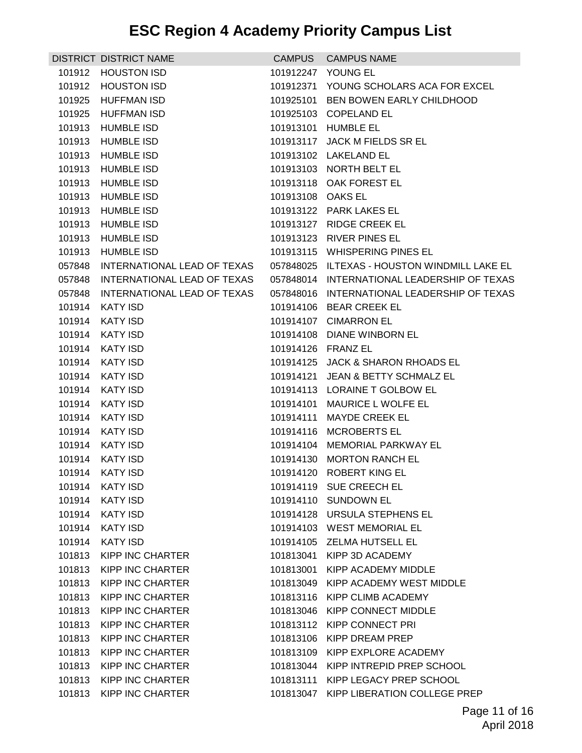# ESC Region 4 Academy Priority Campus List

| DISTRICT | DISTRICT NAME | CAMPUS | CAMPUS NAME |
|---|---|---|---|
| 101912 | HOUSTON ISD | 101912247 | YOUNG EL |
| 101912 | HOUSTON ISD | 101912371 | YOUNG SCHOLARS ACA FOR EXCEL |
| 101925 | HUFFMAN ISD | 101925101 | BEN BOWEN EARLY CHILDHOOD |
| 101925 | HUFFMAN ISD | 101925103 | COPELAND EL |
| 101913 | HUMBLE ISD | 101913101 | HUMBLE EL |
| 101913 | HUMBLE ISD | 101913117 | JACK M FIELDS SR EL |
| 101913 | HUMBLE ISD | 101913102 | LAKELAND EL |
| 101913 | HUMBLE ISD | 101913103 | NORTH BELT EL |
| 101913 | HUMBLE ISD | 101913118 | OAK FOREST EL |
| 101913 | HUMBLE ISD | 101913108 | OAKS EL |
| 101913 | HUMBLE ISD | 101913122 | PARK LAKES EL |
| 101913 | HUMBLE ISD | 101913127 | RIDGE CREEK EL |
| 101913 | HUMBLE ISD | 101913123 | RIVER PINES EL |
| 101913 | HUMBLE ISD | 101913115 | WHISPERING PINES EL |
| 057848 | INTERNATIONAL LEAD OF TEXAS | 057848025 | ILTEXAS - HOUSTON WINDMILL LAKE EL |
| 057848 | INTERNATIONAL LEAD OF TEXAS | 057848014 | INTERNATIONAL LEADERSHIP OF TEXAS |
| 057848 | INTERNATIONAL LEAD OF TEXAS | 057848016 | INTERNATIONAL LEADERSHIP OF TEXAS |
| 101914 | KATY ISD | 101914106 | BEAR CREEK EL |
| 101914 | KATY ISD | 101914107 | CIMARRON EL |
| 101914 | KATY ISD | 101914108 | DIANE WINBORN EL |
| 101914 | KATY ISD | 101914126 | FRANZ EL |
| 101914 | KATY ISD | 101914125 | JACK & SHARON RHOADS EL |
| 101914 | KATY ISD | 101914121 | JEAN & BETTY SCHMALZ EL |
| 101914 | KATY ISD | 101914113 | LORAINE T GOLBOW EL |
| 101914 | KATY ISD | 101914101 | MAURICE L WOLFE EL |
| 101914 | KATY ISD | 101914111 | MAYDE CREEK EL |
| 101914 | KATY ISD | 101914116 | MCROBERTS EL |
| 101914 | KATY ISD | 101914104 | MEMORIAL PARKWAY EL |
| 101914 | KATY ISD | 101914130 | MORTON RANCH EL |
| 101914 | KATY ISD | 101914120 | ROBERT KING EL |
| 101914 | KATY ISD | 101914119 | SUE CREECH EL |
| 101914 | KATY ISD | 101914110 | SUNDOWN EL |
| 101914 | KATY ISD | 101914128 | URSULA STEPHENS EL |
| 101914 | KATY ISD | 101914103 | WEST MEMORIAL EL |
| 101914 | KATY ISD | 101914105 | ZELMA HUTSELL EL |
| 101813 | KIPP INC CHARTER | 101813041 | KIPP 3D ACADEMY |
| 101813 | KIPP INC CHARTER | 101813001 | KIPP ACADEMY MIDDLE |
| 101813 | KIPP INC CHARTER | 101813049 | KIPP ACADEMY WEST MIDDLE |
| 101813 | KIPP INC CHARTER | 101813116 | KIPP CLIMB ACADEMY |
| 101813 | KIPP INC CHARTER | 101813046 | KIPP CONNECT MIDDLE |
| 101813 | KIPP INC CHARTER | 101813112 | KIPP CONNECT PRI |
| 101813 | KIPP INC CHARTER | 101813106 | KIPP DREAM PREP |
| 101813 | KIPP INC CHARTER | 101813109 | KIPP EXPLORE ACADEMY |
| 101813 | KIPP INC CHARTER | 101813044 | KIPP INTREPID PREP SCHOOL |
| 101813 | KIPP INC CHARTER | 101813111 | KIPP LEGACY PREP SCHOOL |
| 101813 | KIPP INC CHARTER | 101813047 | KIPP LIBERATION COLLEGE PREP |

April 2018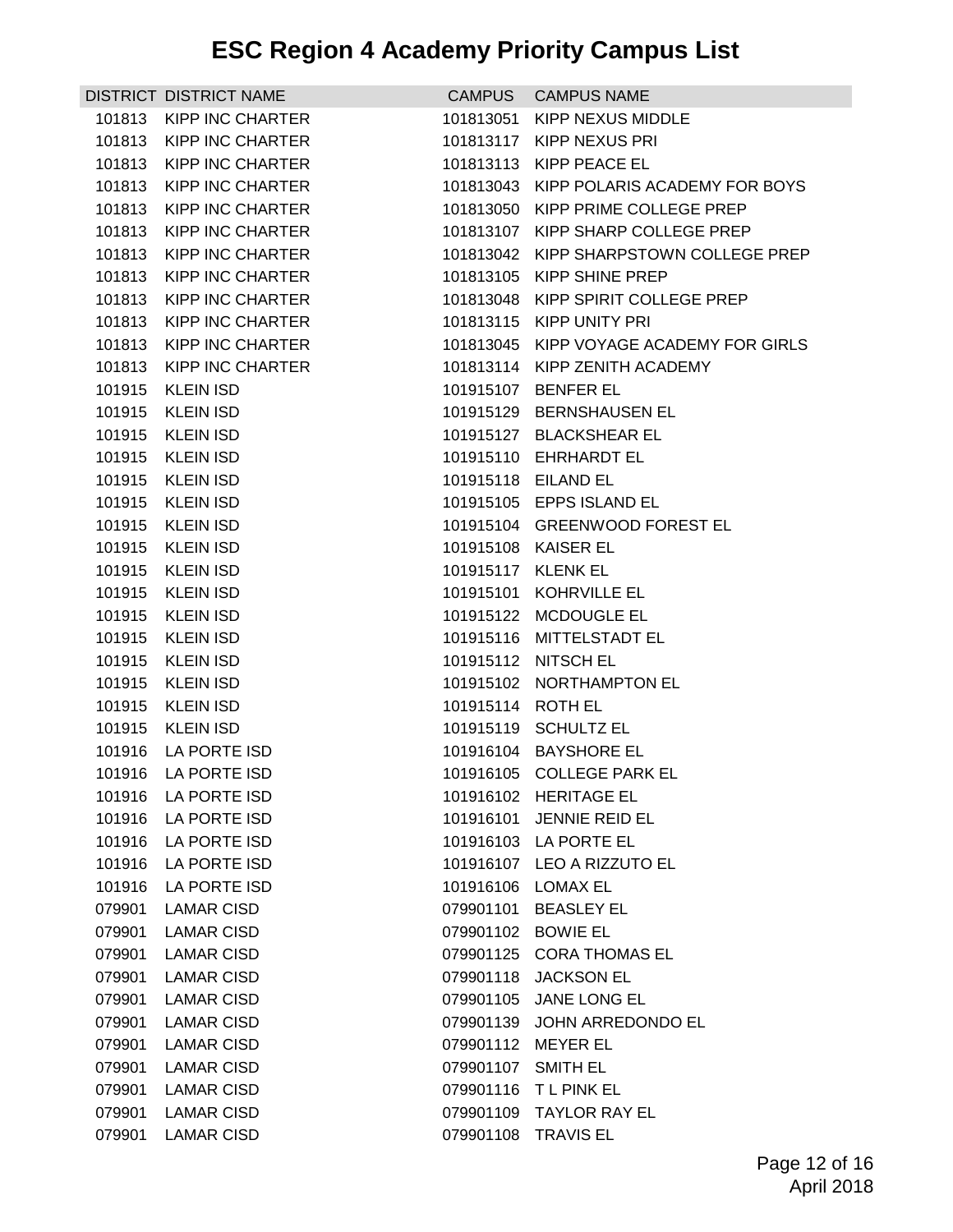# ESC Region 4 Academy Priority Campus List

| DISTRICT | DISTRICT NAME | CAMPUS | CAMPUS NAME |
|---|---|---|---|
| 101813 | KIPP INC CHARTER | 101813051 | KIPP NEXUS MIDDLE |
| 101813 | KIPP INC CHARTER | 101813117 | KIPP NEXUS PRI |
| 101813 | KIPP INC CHARTER | 101813113 | KIPP PEACE EL |
| 101813 | KIPP INC CHARTER | 101813043 | KIPP POLARIS ACADEMY FOR BOYS |
| 101813 | KIPP INC CHARTER | 101813050 | KIPP PRIME COLLEGE PREP |
| 101813 | KIPP INC CHARTER | 101813107 | KIPP SHARP COLLEGE PREP |
| 101813 | KIPP INC CHARTER | 101813042 | KIPP SHARPSTOWN COLLEGE PREP |
| 101813 | KIPP INC CHARTER | 101813105 | KIPP SHINE PREP |
| 101813 | KIPP INC CHARTER | 101813048 | KIPP SPIRIT COLLEGE PREP |
| 101813 | KIPP INC CHARTER | 101813115 | KIPP UNITY PRI |
| 101813 | KIPP INC CHARTER | 101813045 | KIPP VOYAGE ACADEMY FOR GIRLS |
| 101813 | KIPP INC CHARTER | 101813114 | KIPP ZENITH ACADEMY |
| 101915 | KLEIN ISD | 101915107 | BENFER EL |
| 101915 | KLEIN ISD | 101915129 | BERNSHAUSEN EL |
| 101915 | KLEIN ISD | 101915127 | BLACKSHEAR EL |
| 101915 | KLEIN ISD | 101915110 | EHRHARDT EL |
| 101915 | KLEIN ISD | 101915118 | EILAND EL |
| 101915 | KLEIN ISD | 101915105 | EPPS ISLAND EL |
| 101915 | KLEIN ISD | 101915104 | GREENWOOD FOREST EL |
| 101915 | KLEIN ISD | 101915108 | KAISER EL |
| 101915 | KLEIN ISD | 101915117 | KLENK EL |
| 101915 | KLEIN ISD | 101915101 | KOHRVILLE EL |
| 101915 | KLEIN ISD | 101915122 | MCDOUGLE EL |
| 101915 | KLEIN ISD | 101915116 | MITTELSTADT EL |
| 101915 | KLEIN ISD | 101915112 | NITSCH EL |
| 101915 | KLEIN ISD | 101915102 | NORTHAMPTON EL |
| 101915 | KLEIN ISD | 101915114 | ROTH EL |
| 101915 | KLEIN ISD | 101915119 | SCHULTZ EL |
| 101916 | LA PORTE ISD | 101916104 | BAYSHORE EL |
| 101916 | LA PORTE ISD | 101916105 | COLLEGE PARK EL |
| 101916 | LA PORTE ISD | 101916102 | HERITAGE EL |
| 101916 | LA PORTE ISD | 101916101 | JENNIE REID EL |
| 101916 | LA PORTE ISD | 101916103 | LA PORTE EL |
| 101916 | LA PORTE ISD | 101916107 | LEO A RIZZUTO EL |
| 101916 | LA PORTE ISD | 101916106 | LOMAX EL |
| 079901 | LAMAR CISD | 079901101 | BEASLEY EL |
| 079901 | LAMAR CISD | 079901102 | BOWIE EL |
| 079901 | LAMAR CISD | 079901125 | CORA THOMAS EL |
| 079901 | LAMAR CISD | 079901118 | JACKSON EL |
| 079901 | LAMAR CISD | 079901105 | JANE LONG EL |
| 079901 | LAMAR CISD | 079901139 | JOHN ARREDONDO EL |
| 079901 | LAMAR CISD | 079901112 | MEYER EL |
| 079901 | LAMAR CISD | 079901107 | SMITH EL |
| 079901 | LAMAR CISD | 079901116 | T L PINK EL |
| 079901 | LAMAR CISD | 079901109 | TAYLOR RAY EL |
| 079901 | LAMAR CISD | 079901108 | TRAVIS EL |

April 2018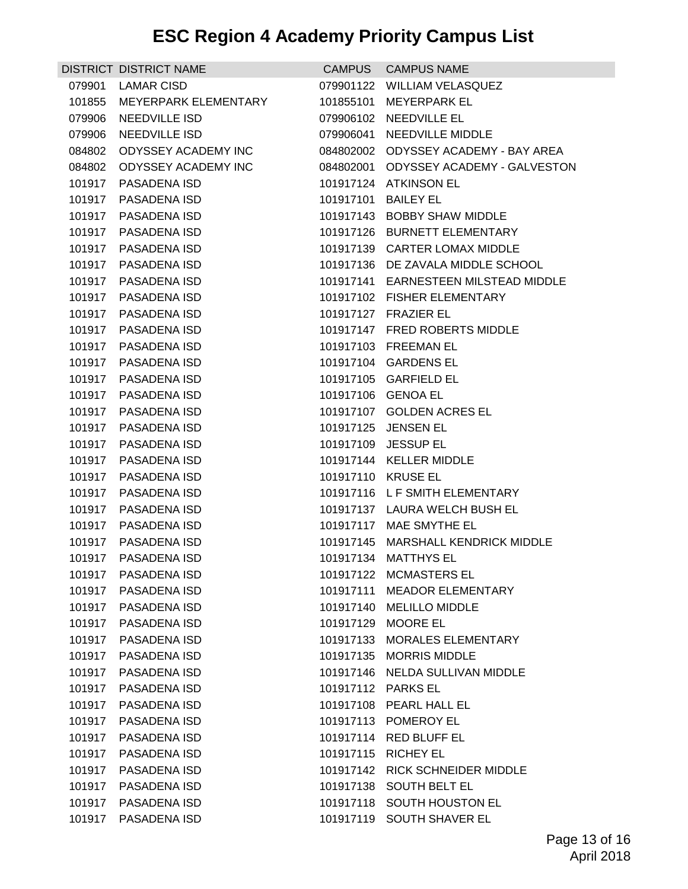# ESC Region 4 Academy Priority Campus List

| DISTRICT | DISTRICT NAME | CAMPUS | CAMPUS NAME |
|---|---|---|---|
| 079901 | LAMAR CISD | 079901122 | WILLIAM VELASQUEZ |
| 101855 | MEYERPARK ELEMENTARY | 101855101 | MEYERPARK EL |
| 079906 | NEEDVILLE ISD | 079906102 | NEEDVILLE EL |
| 079906 | NEEDVILLE ISD | 079906041 | NEEDVILLE MIDDLE |
| 084802 | ODYSSEY ACADEMY INC | 084802002 | ODYSSEY ACADEMY - BAY AREA |
| 084802 | ODYSSEY ACADEMY INC | 084802001 | ODYSSEY ACADEMY - GALVESTON |
| 101917 | PASADENA ISD | 101917124 | ATKINSON EL |
| 101917 | PASADENA ISD | 101917101 | BAILEY EL |
| 101917 | PASADENA ISD | 101917143 | BOBBY SHAW MIDDLE |
| 101917 | PASADENA ISD | 101917126 | BURNETT ELEMENTARY |
| 101917 | PASADENA ISD | 101917139 | CARTER LOMAX MIDDLE |
| 101917 | PASADENA ISD | 101917136 | DE ZAVALA MIDDLE SCHOOL |
| 101917 | PASADENA ISD | 101917141 | EARNESTEEN MILSTEAD MIDDLE |
| 101917 | PASADENA ISD | 101917102 | FISHER ELEMENTARY |
| 101917 | PASADENA ISD | 101917127 | FRAZIER EL |
| 101917 | PASADENA ISD | 101917147 | FRED ROBERTS MIDDLE |
| 101917 | PASADENA ISD | 101917103 | FREEMAN EL |
| 101917 | PASADENA ISD | 101917104 | GARDENS EL |
| 101917 | PASADENA ISD | 101917105 | GARFIELD EL |
| 101917 | PASADENA ISD | 101917106 | GENOA EL |
| 101917 | PASADENA ISD | 101917107 | GOLDEN ACRES EL |
| 101917 | PASADENA ISD | 101917125 | JENSEN EL |
| 101917 | PASADENA ISD | 101917109 | JESSUP EL |
| 101917 | PASADENA ISD | 101917144 | KELLER MIDDLE |
| 101917 | PASADENA ISD | 101917110 | KRUSE EL |
| 101917 | PASADENA ISD | 101917116 | L F SMITH ELEMENTARY |
| 101917 | PASADENA ISD | 101917137 | LAURA WELCH BUSH EL |
| 101917 | PASADENA ISD | 101917117 | MAE SMYTHE EL |
| 101917 | PASADENA ISD | 101917145 | MARSHALL KENDRICK MIDDLE |
| 101917 | PASADENA ISD | 101917134 | MATTHYS EL |
| 101917 | PASADENA ISD | 101917122 | MCMASTERS EL |
| 101917 | PASADENA ISD | 101917111 | MEADOR ELEMENTARY |
| 101917 | PASADENA ISD | 101917140 | MELILLO MIDDLE |
| 101917 | PASADENA ISD | 101917129 | MOORE EL |
| 101917 | PASADENA ISD | 101917133 | MORALES ELEMENTARY |
| 101917 | PASADENA ISD | 101917135 | MORRIS MIDDLE |
| 101917 | PASADENA ISD | 101917146 | NELDA SULLIVAN MIDDLE |
| 101917 | PASADENA ISD | 101917112 | PARKS EL |
| 101917 | PASADENA ISD | 101917108 | PEARL HALL EL |
| 101917 | PASADENA ISD | 101917113 | POMEROY EL |
| 101917 | PASADENA ISD | 101917114 | RED BLUFF EL |
| 101917 | PASADENA ISD | 101917115 | RICHEY EL |
| 101917 | PASADENA ISD | 101917142 | RICK SCHNEIDER MIDDLE |
| 101917 | PASADENA ISD | 101917138 | SOUTH BELT EL |
| 101917 | PASADENA ISD | 101917118 | SOUTH HOUSTON EL |
| 101917 | PASADENA ISD | 101917119 | SOUTH SHAVER EL |

April 2018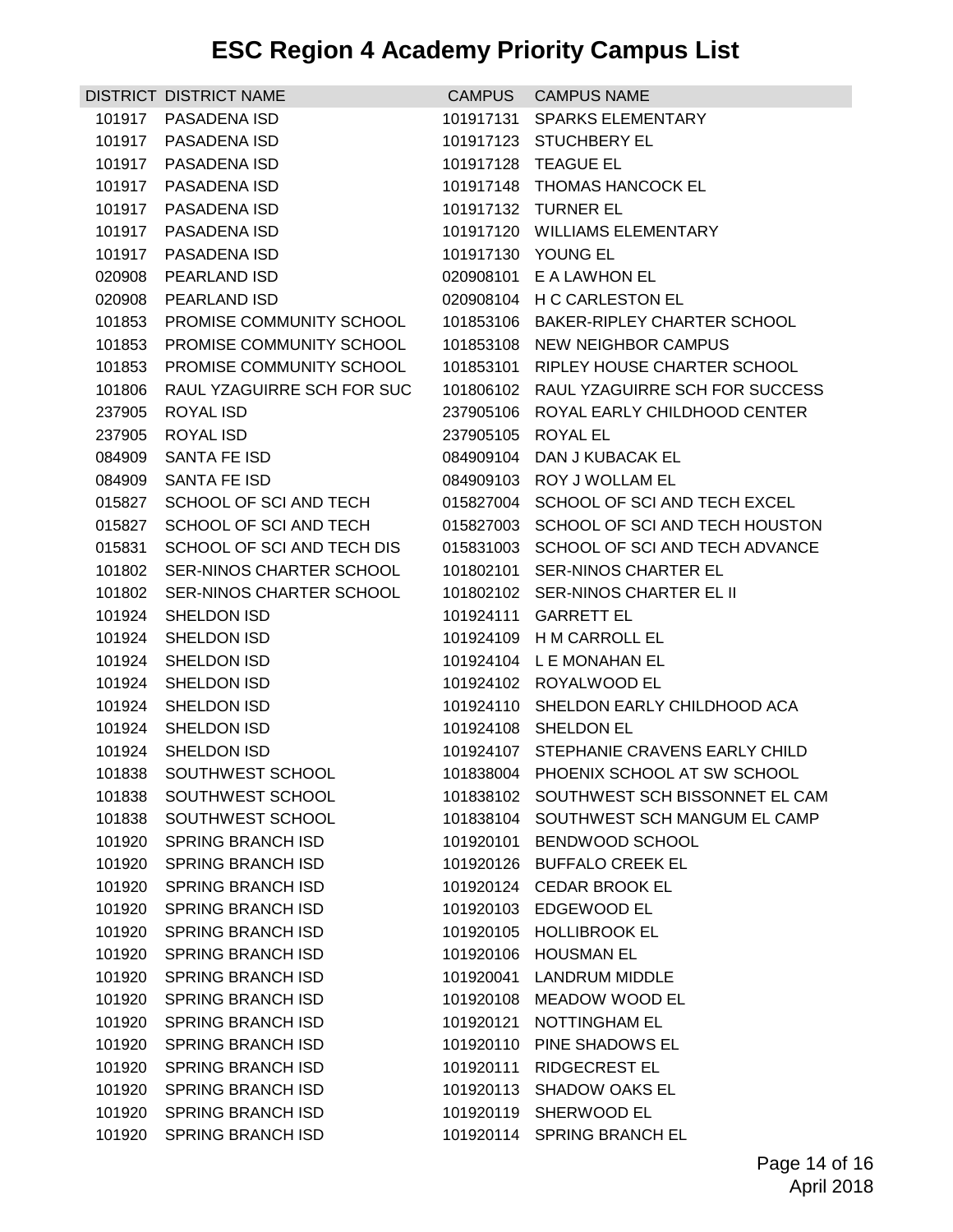# ESC Region 4 Academy Priority Campus List

| DISTRICT | DISTRICT NAME | CAMPUS | CAMPUS NAME |
|---|---|---|---|
| 101917 | PASADENA ISD | 101917131 | SPARKS ELEMENTARY |
| 101917 | PASADENA ISD | 101917123 | STUCHBERY EL |
| 101917 | PASADENA ISD | 101917128 | TEAGUE EL |
| 101917 | PASADENA ISD | 101917148 | THOMAS HANCOCK EL |
| 101917 | PASADENA ISD | 101917132 | TURNER EL |
| 101917 | PASADENA ISD | 101917120 | WILLIAMS ELEMENTARY |
| 101917 | PASADENA ISD | 101917130 | YOUNG EL |
| 020908 | PEARLAND ISD | 020908101 | E A LAWHON EL |
| 020908 | PEARLAND ISD | 020908104 | H C CARLESTON EL |
| 101853 | PROMISE COMMUNITY SCHOOL | 101853106 | BAKER-RIPLEY CHARTER SCHOOL |
| 101853 | PROMISE COMMUNITY SCHOOL | 101853108 | NEW NEIGHBOR CAMPUS |
| 101853 | PROMISE COMMUNITY SCHOOL | 101853101 | RIPLEY HOUSE CHARTER SCHOOL |
| 101806 | RAUL YZAGUIRRE SCH FOR SUC | 101806102 | RAUL YZAGUIRRE SCH FOR SUCCESS |
| 237905 | ROYAL ISD | 237905106 | ROYAL EARLY CHILDHOOD CENTER |
| 237905 | ROYAL ISD | 237905105 | ROYAL EL |
| 084909 | SANTA FE ISD | 084909104 | DAN J KUBACAK EL |
| 084909 | SANTA FE ISD | 084909103 | ROY J WOLLAM EL |
| 015827 | SCHOOL OF SCI AND TECH | 015827004 | SCHOOL OF SCI AND TECH EXCEL |
| 015827 | SCHOOL OF SCI AND TECH | 015827003 | SCHOOL OF SCI AND TECH HOUSTON |
| 015831 | SCHOOL OF SCI AND TECH DIS | 015831003 | SCHOOL OF SCI AND TECH ADVANCE |
| 101802 | SER-NINOS CHARTER SCHOOL | 101802101 | SER-NINOS CHARTER EL |
| 101802 | SER-NINOS CHARTER SCHOOL | 101802102 | SER-NINOS CHARTER EL II |
| 101924 | SHELDON ISD | 101924111 | GARRETT EL |
| 101924 | SHELDON ISD | 101924109 | H M CARROLL EL |
| 101924 | SHELDON ISD | 101924104 | L E MONAHAN EL |
| 101924 | SHELDON ISD | 101924102 | ROYALWOOD EL |
| 101924 | SHELDON ISD | 101924110 | SHELDON EARLY CHILDHOOD ACA |
| 101924 | SHELDON ISD | 101924108 | SHELDON EL |
| 101924 | SHELDON ISD | 101924107 | STEPHANIE CRAVENS EARLY CHILD |
| 101838 | SOUTHWEST SCHOOL | 101838004 | PHOENIX SCHOOL AT SW SCHOOL |
| 101838 | SOUTHWEST SCHOOL | 101838102 | SOUTHWEST SCH BISSONNET EL CAM |
| 101838 | SOUTHWEST SCHOOL | 101838104 | SOUTHWEST SCH MANGUM EL CAMP |
| 101920 | SPRING BRANCH ISD | 101920101 | BENDWOOD SCHOOL |
| 101920 | SPRING BRANCH ISD | 101920126 | BUFFALO CREEK EL |
| 101920 | SPRING BRANCH ISD | 101920124 | CEDAR BROOK EL |
| 101920 | SPRING BRANCH ISD | 101920103 | EDGEWOOD EL |
| 101920 | SPRING BRANCH ISD | 101920105 | HOLLIBROOK EL |
| 101920 | SPRING BRANCH ISD | 101920106 | HOUSMAN EL |
| 101920 | SPRING BRANCH ISD | 101920041 | LANDRUM MIDDLE |
| 101920 | SPRING BRANCH ISD | 101920108 | MEADOW WOOD EL |
| 101920 | SPRING BRANCH ISD | 101920121 | NOTTINGHAM EL |
| 101920 | SPRING BRANCH ISD | 101920110 | PINE SHADOWS EL |
| 101920 | SPRING BRANCH ISD | 101920111 | RIDGECREST EL |
| 101920 | SPRING BRANCH ISD | 101920113 | SHADOW OAKS EL |
| 101920 | SPRING BRANCH ISD | 101920119 | SHERWOOD EL |
| 101920 | SPRING BRANCH ISD | 101920114 | SPRING BRANCH EL |

April 2018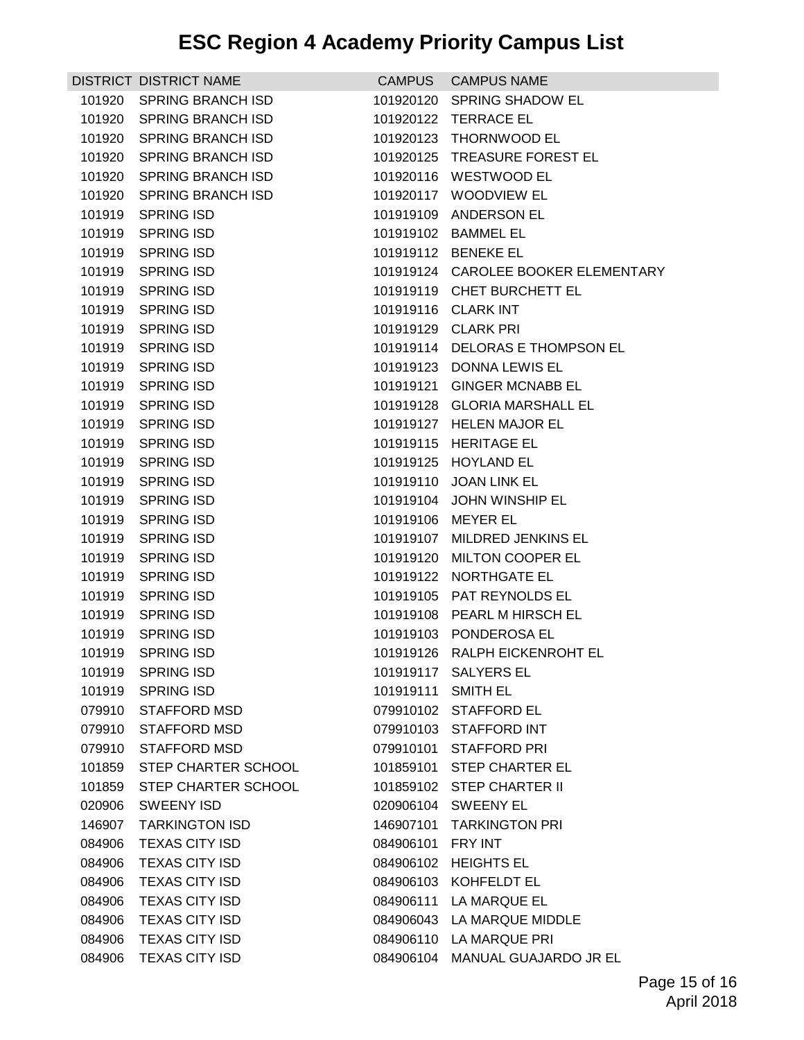# ESC Region 4 Academy Priority Campus List

| DISTRICT | DISTRICT NAME | CAMPUS | CAMPUS NAME |
|---|---|---|---|
| 101920 | SPRING BRANCH ISD | 101920120 | SPRING SHADOW EL |
| 101920 | SPRING BRANCH ISD | 101920122 | TERRACE EL |
| 101920 | SPRING BRANCH ISD | 101920123 | THORNWOOD EL |
| 101920 | SPRING BRANCH ISD | 101920125 | TREASURE FOREST EL |
| 101920 | SPRING BRANCH ISD | 101920116 | WESTWOOD EL |
| 101920 | SPRING BRANCH ISD | 101920117 | WOODVIEW EL |
| 101919 | SPRING ISD | 101919109 | ANDERSON EL |
| 101919 | SPRING ISD | 101919102 | BAMMEL EL |
| 101919 | SPRING ISD | 101919112 | BENEKE EL |
| 101919 | SPRING ISD | 101919124 | CAROLEE BOOKER ELEMENTARY |
| 101919 | SPRING ISD | 101919119 | CHET BURCHETT EL |
| 101919 | SPRING ISD | 101919116 | CLARK INT |
| 101919 | SPRING ISD | 101919129 | CLARK PRI |
| 101919 | SPRING ISD | 101919114 | DELORAS E THOMPSON EL |
| 101919 | SPRING ISD | 101919123 | DONNA LEWIS EL |
| 101919 | SPRING ISD | 101919121 | GINGER MCNABB EL |
| 101919 | SPRING ISD | 101919128 | GLORIA MARSHALL EL |
| 101919 | SPRING ISD | 101919127 | HELEN MAJOR EL |
| 101919 | SPRING ISD | 101919115 | HERITAGE EL |
| 101919 | SPRING ISD | 101919125 | HOYLAND EL |
| 101919 | SPRING ISD | 101919110 | JOAN LINK EL |
| 101919 | SPRING ISD | 101919104 | JOHN WINSHIP EL |
| 101919 | SPRING ISD | 101919106 | MEYER EL |
| 101919 | SPRING ISD | 101919107 | MILDRED JENKINS EL |
| 101919 | SPRING ISD | 101919120 | MILTON COOPER EL |
| 101919 | SPRING ISD | 101919122 | NORTHGATE EL |
| 101919 | SPRING ISD | 101919105 | PAT REYNOLDS EL |
| 101919 | SPRING ISD | 101919108 | PEARL M HIRSCH EL |
| 101919 | SPRING ISD | 101919103 | PONDEROSA EL |
| 101919 | SPRING ISD | 101919126 | RALPH EICKENROHT EL |
| 101919 | SPRING ISD | 101919117 | SALYERS EL |
| 101919 | SPRING ISD | 101919111 | SMITH EL |
| 079910 | STAFFORD MSD | 079910102 | STAFFORD EL |
| 079910 | STAFFORD MSD | 079910103 | STAFFORD INT |
| 079910 | STAFFORD MSD | 079910101 | STAFFORD PRI |
| 101859 | STEP CHARTER SCHOOL | 101859101 | STEP CHARTER EL |
| 101859 | STEP CHARTER SCHOOL | 101859102 | STEP CHARTER II |
| 020906 | SWEENY ISD | 020906104 | SWEENY EL |
| 146907 | TARKINGTON ISD | 146907101 | TARKINGTON PRI |
| 084906 | TEXAS CITY ISD | 084906101 | FRY INT |
| 084906 | TEXAS CITY ISD | 084906102 | HEIGHTS EL |
| 084906 | TEXAS CITY ISD | 084906103 | KOHFELDT EL |
| 084906 | TEXAS CITY ISD | 084906111 | LA MARQUE EL |
| 084906 | TEXAS CITY ISD | 084906043 | LA MARQUE MIDDLE |
| 084906 | TEXAS CITY ISD | 084906110 | LA MARQUE PRI |
| 084906 | TEXAS CITY ISD | 084906104 | MANUAL GUAJARDO JR EL |

April 2018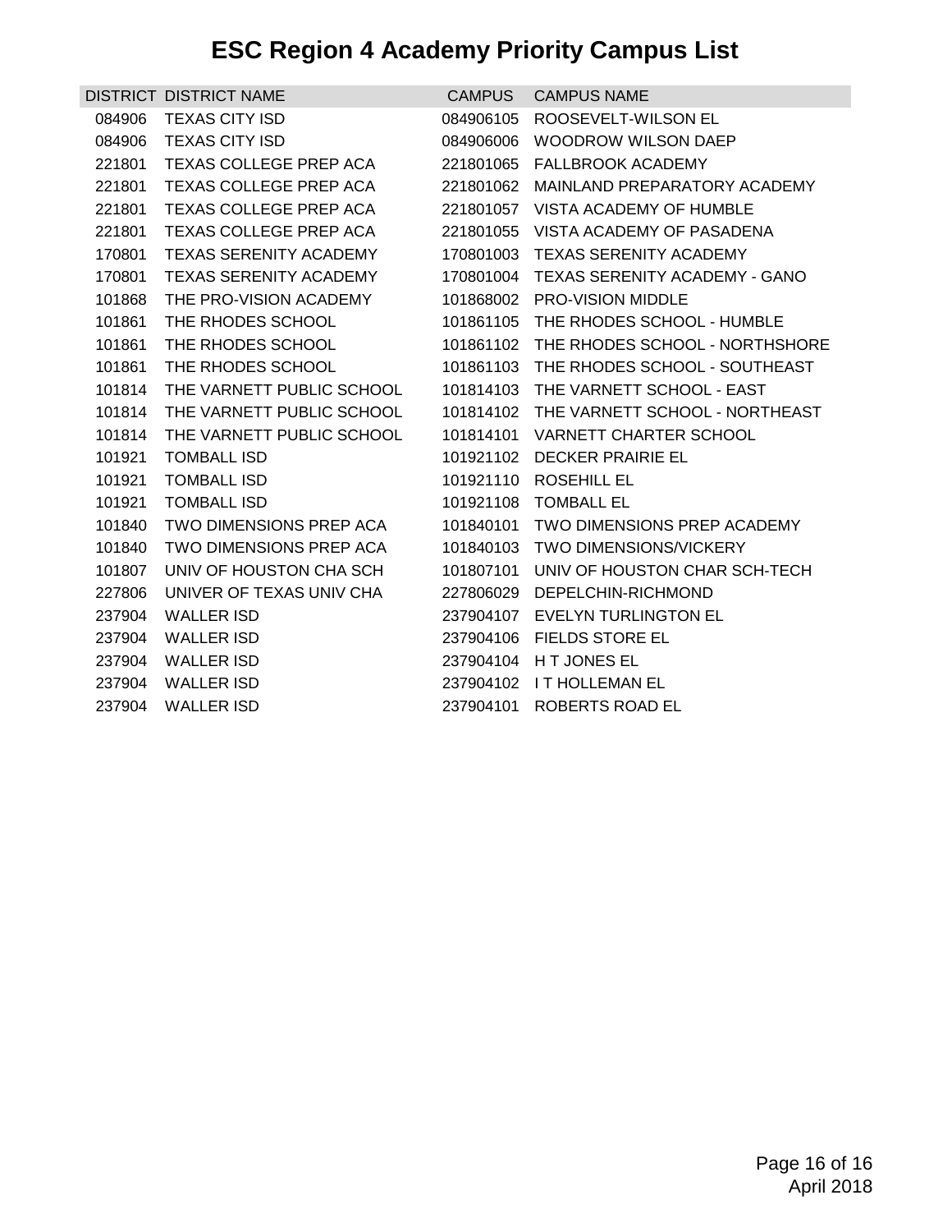# ESC Region 4 Academy Priority Campus List

| DISTRICT | DISTRICT NAME | CAMPUS | CAMPUS NAME |
|---|---|---|---|
| 084906 | TEXAS CITY ISD | 084906105 | ROOSEVELT-WILSON EL |
| 084906 | TEXAS CITY ISD | 084906006 | WOODROW WILSON DAEP |
| 221801 | TEXAS COLLEGE PREP ACA | 221801065 | FALLBROOK ACADEMY |
| 221801 | TEXAS COLLEGE PREP ACA | 221801062 | MAINLAND PREPARATORY ACADEMY |
| 221801 | TEXAS COLLEGE PREP ACA | 221801057 | VISTA ACADEMY OF HUMBLE |
| 221801 | TEXAS COLLEGE PREP ACA | 221801055 | VISTA ACADEMY OF PASADENA |
| 170801 | TEXAS SERENITY ACADEMY | 170801003 | TEXAS SERENITY ACADEMY |
| 170801 | TEXAS SERENITY ACADEMY | 170801004 | TEXAS SERENITY ACADEMY - GANO |
| 101868 | THE PRO-VISION ACADEMY | 101868002 | PRO-VISION MIDDLE |
| 101861 | THE RHODES SCHOOL | 101861105 | THE RHODES SCHOOL - HUMBLE |
| 101861 | THE RHODES SCHOOL | 101861102 | THE RHODES SCHOOL - NORTHSHORE |
| 101861 | THE RHODES SCHOOL | 101861103 | THE RHODES SCHOOL - SOUTHEAST |
| 101814 | THE VARNETT PUBLIC SCHOOL | 101814103 | THE VARNETT SCHOOL - EAST |
| 101814 | THE VARNETT PUBLIC SCHOOL | 101814102 | THE VARNETT SCHOOL - NORTHEAST |
| 101814 | THE VARNETT PUBLIC SCHOOL | 101814101 | VARNETT CHARTER SCHOOL |
| 101921 | TOMBALL ISD | 101921102 | DECKER PRAIRIE EL |
| 101921 | TOMBALL ISD | 101921110 | ROSEHILL EL |
| 101921 | TOMBALL ISD | 101921108 | TOMBALL EL |
| 101840 | TWO DIMENSIONS PREP ACA | 101840101 | TWO DIMENSIONS PREP ACADEMY |
| 101840 | TWO DIMENSIONS PREP ACA | 101840103 | TWO DIMENSIONS/VICKERY |
| 101807 | UNIV OF HOUSTON CHA SCH | 101807101 | UNIV OF HOUSTON CHAR SCH-TECH |
| 227806 | UNIVER OF TEXAS UNIV CHA | 227806029 | DEPELCHIN-RICHMOND |
| 237904 | WALLER ISD | 237904107 | EVELYN TURLINGTON EL |
| 237904 | WALLER ISD | 237904106 | FIELDS STORE EL |
| 237904 | WALLER ISD | 237904104 | H T JONES EL |
| 237904 | WALLER ISD | 237904102 | I T HOLLEMAN EL |
| 237904 | WALLER ISD | 237904101 | ROBERTS ROAD EL |

April 2018